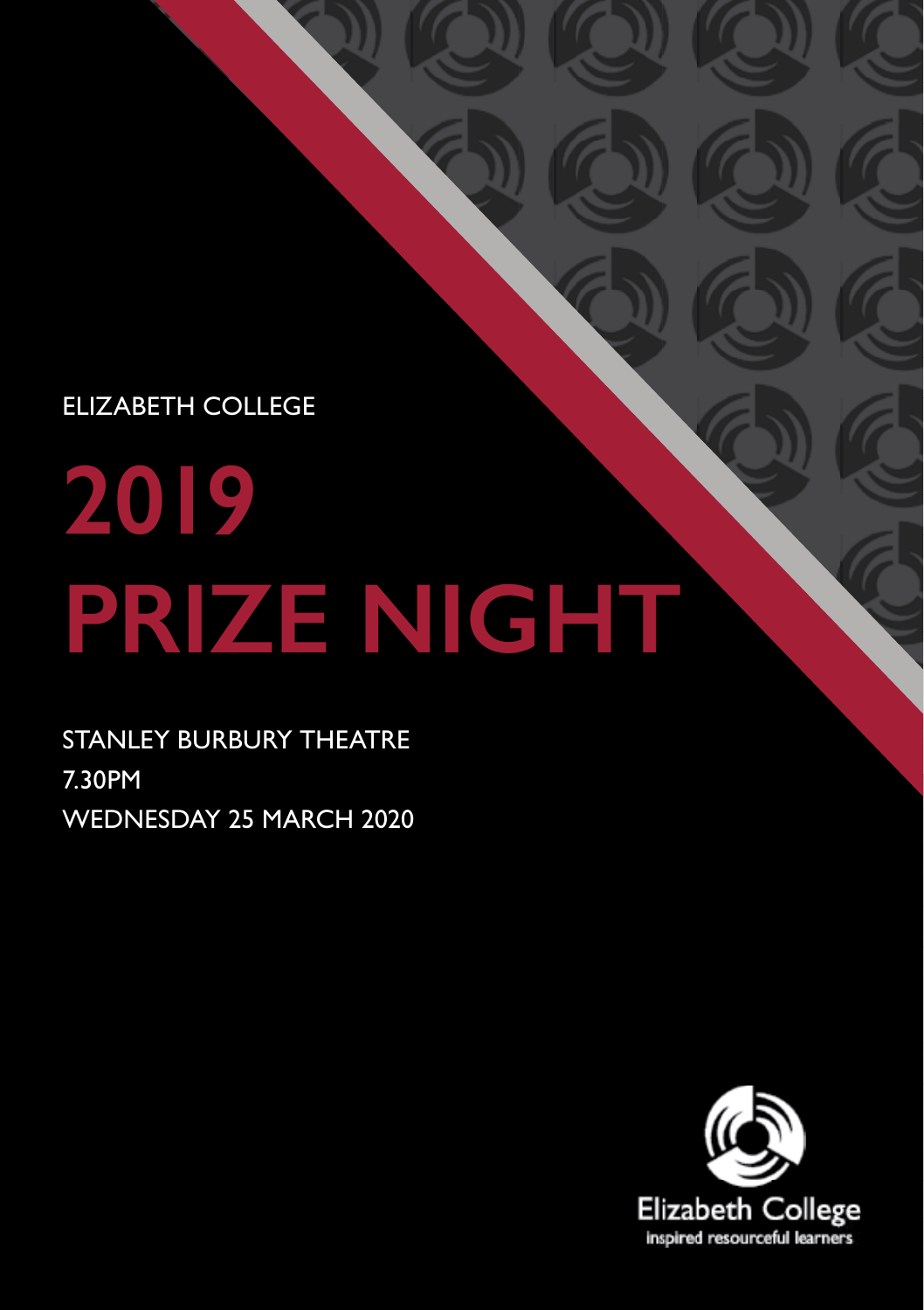ELIZABETH COLLEGE

# 2019 PRIZE NIGHT

STANLEY BURBURY THEATRE

7.30PM

WEDNESDAY 25 MARCH 2020

Elizabeth College

inspired resourceful learners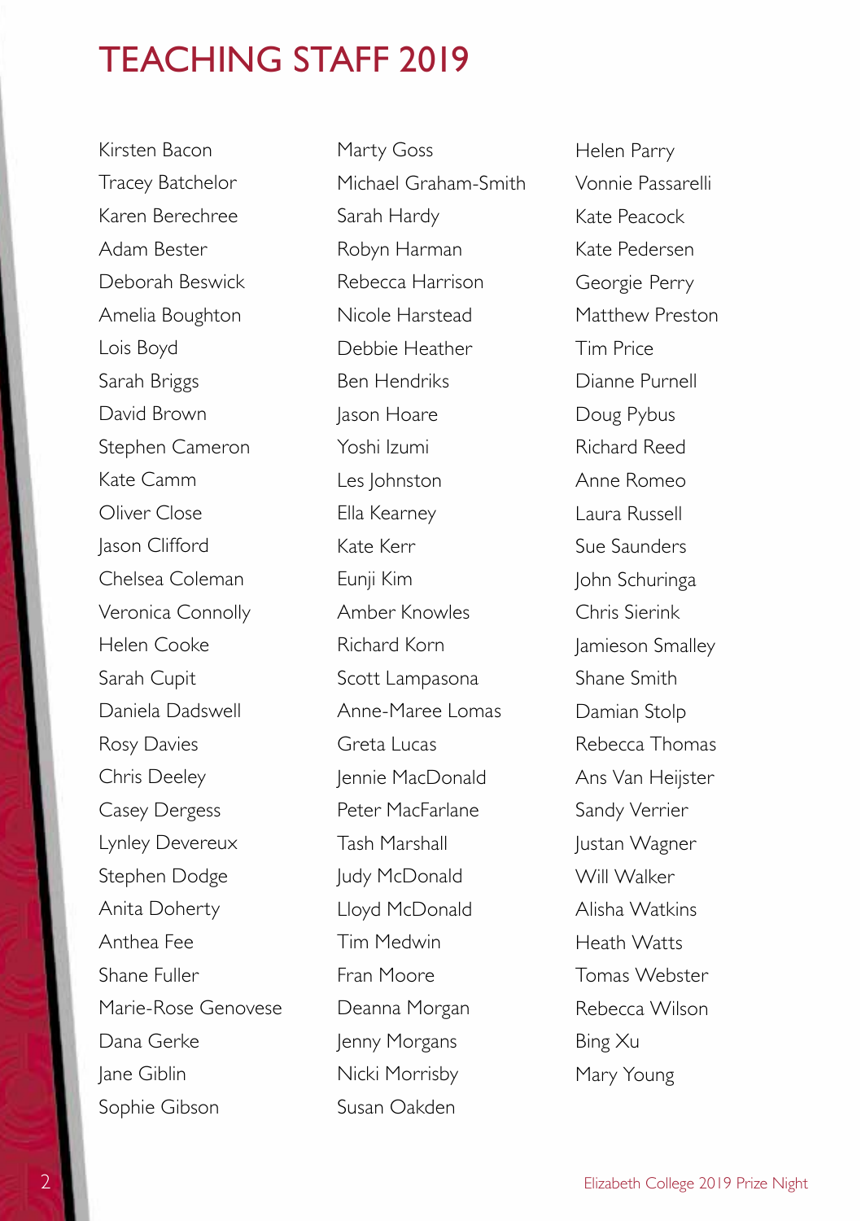# TEACHING STAFF 2019

Kirsten Bacon
Tracey Batchelor
Karen Berechree
Adam Bester
Deborah Beswick
Amelia Boughton
Lois Boyd
Sarah Briggs
David Brown
Stephen Cameron
Kate Camm
Oliver Close
Jason Clifford
Chelsea Coleman
Veronica Connolly
Helen Cooke
Sarah Cupit
Daniela Dadswell
Rosy Davies
Chris Deeley
Casey Dergess
Lynley Devereux
Stephen Dodge
Anita Doherty
Anthea Fee
Shane Fuller
Marie-Rose Genovese
Dana Gerke
Jane Giblin
Sophie Gibson
Marty Goss
Michael Graham-Smith
Sarah Hardy
Robyn Harman
Rebecca Harrison
Nicole Harstead
Debbie Heather
Ben Hendriks
Jason Hoare
Yoshi Izumi
Les Johnston
Ella Kearney
Kate Kerr
Eunji Kim
Amber Knowles
Richard Korn
Scott Lampasona
Anne-Maree Lomas
Greta Lucas
Jennie MacDonald
Peter MacFarlane
Tash Marshall
Judy McDonald
Lloyd McDonald
Tim Medwin
Fran Moore
Deanna Morgan
Jenny Morgans
Nicki Morrisby
Susan Oakden
Helen Parry
Vonnie Passarelli
Kate Peacock
Kate Pedersen
Georgie Perry
Matthew Preston
Tim Price
Dianne Purnell
Doug Pybus
Richard Reed
Anne Romeo
Laura Russell
Sue Saunders
John Schuringa
Chris Sierink
Jamieson Smalley
Shane Smith
Damian Stolp
Rebecca Thomas
Ans Van Heijster
Sandy Verrier
Justan Wagner
Will Walker
Alisha Watkins
Heath Watts
Tomas Webster
Rebecca Wilson
Bing Xu
Mary Young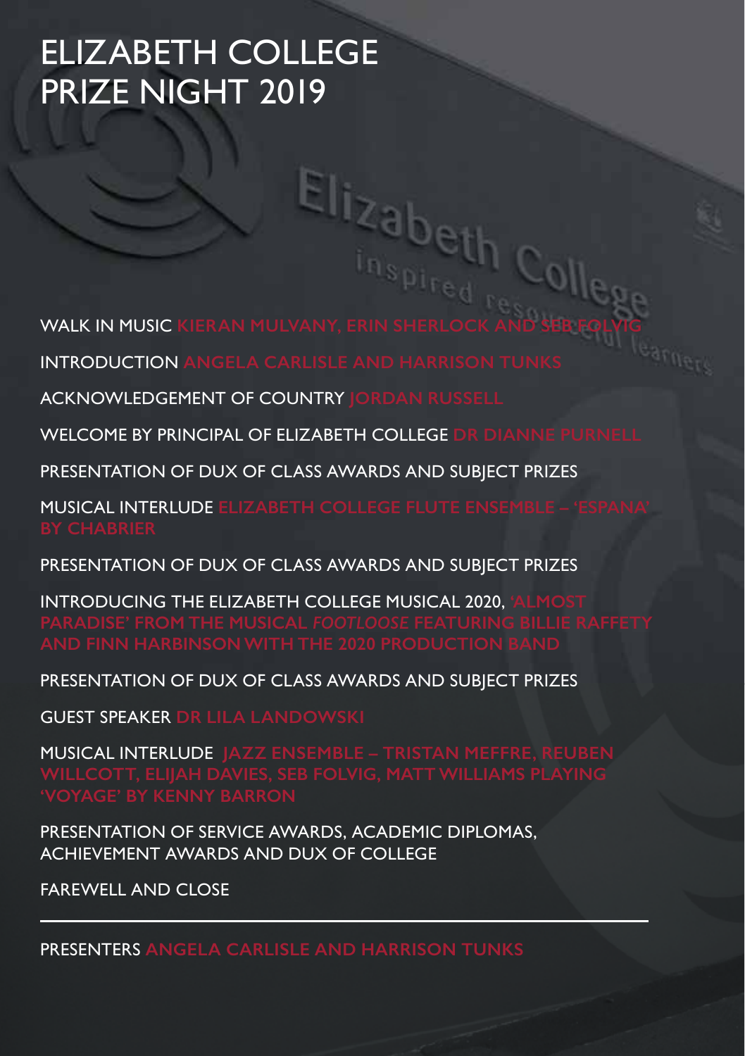# ELIZABETH COLLEGE PRIZE NIGHT 2019

WALK IN MUSIC KIERAN MULVANY, ERIN SHERLOCK AND SEB FOLVIG

INTRODUCTION ANGELA CARLISLE AND HARRISON TUNKS

ACKNOWLEDGEMENT OF COUNTRY JORDAN RUSSELL

WELCOME BY PRINCIPAL OF ELIZABETH COLLEGE DR DIANNE PURNELL

PRESENTATION OF DUX OF CLASS AWARDS AND SUBJECT PRIZES

MUSICAL INTERLUDE ELIZABETH COLLEGE FLUTE ENSEMBLE – 'ESPANA' BY CHABRIER

PRESENTATION OF DUX OF CLASS AWARDS AND SUBJECT PRIZES

INTRODUCING THE ELIZABETH COLLEGE MUSICAL 2020, 'ALMOST PARADISE' FROM THE MUSICAL *FOOTLOOSE* FEATURING BILLIE RAFFETY AND FINN HARBINSON WITH THE 2020 PRODUCTION BAND

PRESENTATION OF DUX OF CLASS AWARDS AND SUBJECT PRIZES

GUEST SPEAKER DR LILA LANDOWSKI

MUSICAL INTERLUDE JAZZ ENSEMBLE – TRISTAN MEFFRE, REUBEN WILLCOTT, ELIJAH DAVIES, SEB FOLVIG, MATT WILLIAMS PLAYING 'VOYAGE' BY KENNY BARRON

PRESENTATION OF SERVICE AWARDS, ACADEMIC DIPLOMAS, ACHIEVEMENT AWARDS AND DUX OF COLLEGE

FAREWELL AND CLOSE

---

PRESENTERS ANGELA CARLISLE AND HARRISON TUNKS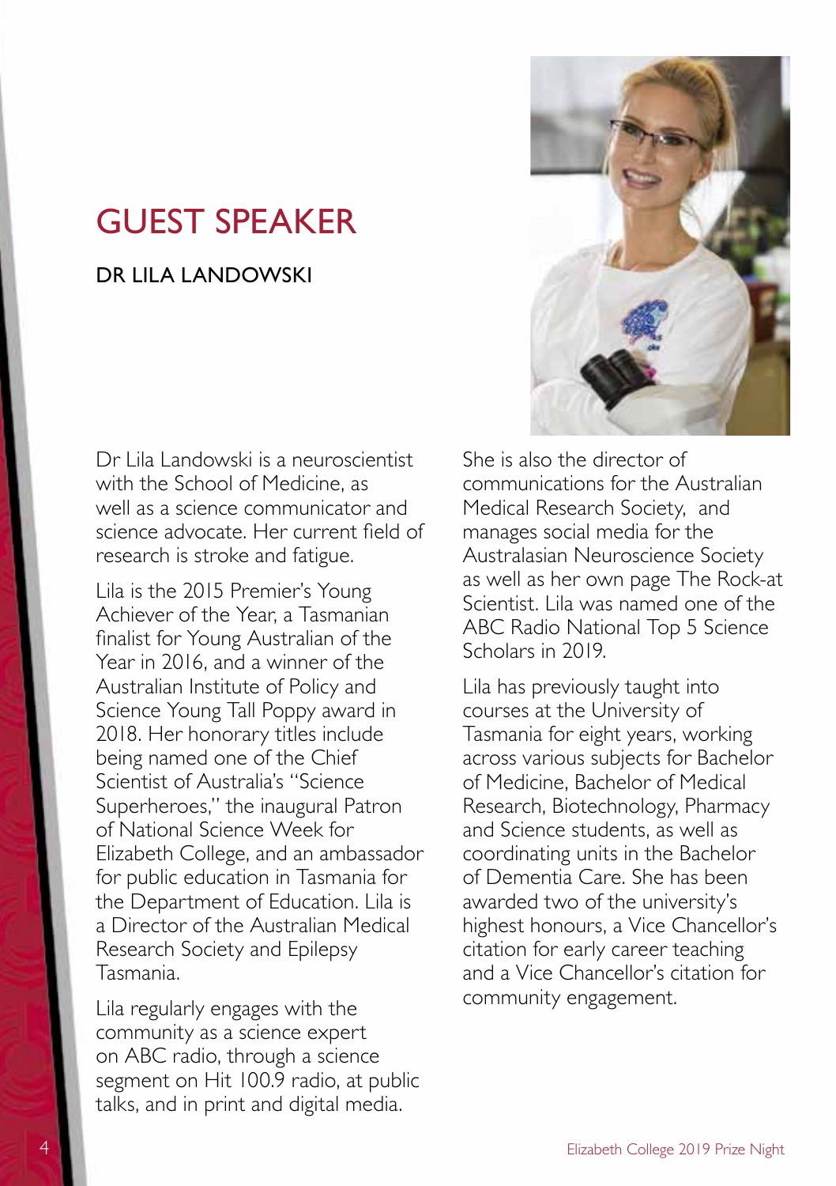# GUEST SPEAKER

## DR LILA LANDOWSKI

Dr Lila Landowski is a neuroscientist with the School of Medicine, as well as a science communicator and science advocate. Her current field of research is stroke and fatigue.

Lila is the 2015 Premier's Young Achiever of the Year, a Tasmanian finalist for Young Australian of the Year in 2016, and a winner of the Australian Institute of Policy and Science Young Tall Poppy award in 2018. Her honorary titles include being named one of the Chief Scientist of Australia's "Science Superheroes," the inaugural Patron of National Science Week for Elizabeth College, and an ambassador for public education in Tasmania for the Department of Education. Lila is a Director of the Australian Medical Research Society and Epilepsy Tasmania.

Lila regularly engages with the community as a science expert on ABC radio, through a science segment on Hit 100.9 radio, at public talks, and in print and digital media.

She is also the director of communications for the Australian Medical Research Society, and manages social media for the Australasian Neuroscience Society as well as her own page The Rock-at Scientist. Lila was named one of the ABC Radio National Top 5 Science Scholars in 2019.

Lila has previously taught into courses at the University of Tasmania for eight years, working across various subjects for Bachelor of Medicine, Bachelor of Medical Research, Biotechnology, Pharmacy and Science students, as well as coordinating units in the Bachelor of Dementia Care. She has been awarded two of the university's highest honours, a Vice Chancellor's citation for early career teaching and a Vice Chancellor's citation for community engagement.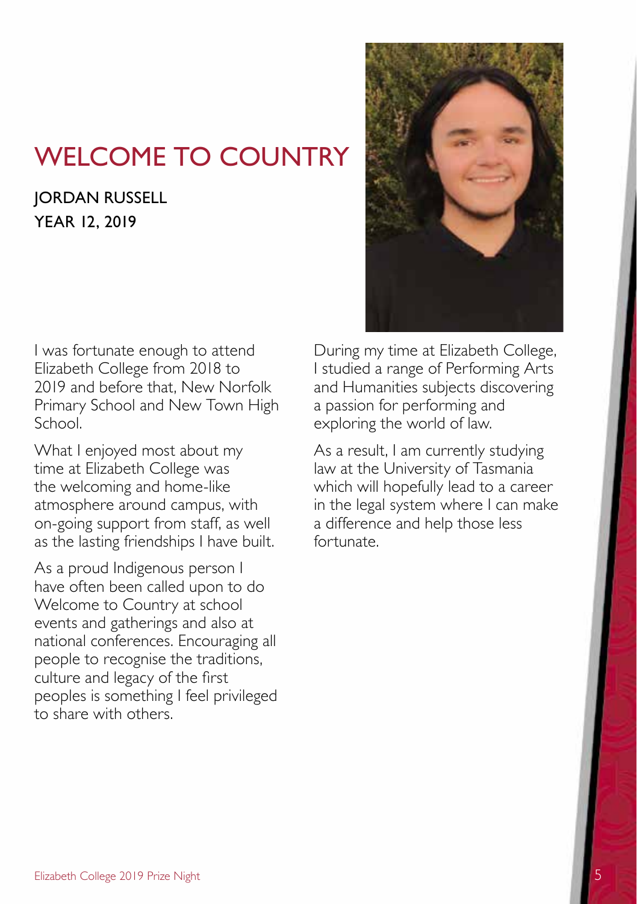# WELCOME TO COUNTRY

## JORDAN RUSSELL
## YEAR 12, 2019

I was fortunate enough to attend Elizabeth College from 2018 to 2019 and before that, New Norfolk Primary School and New Town High School.

What I enjoyed most about my time at Elizabeth College was the welcoming and home-like atmosphere around campus, with on-going support from staff, as well as the lasting friendships I have built.

As a proud Indigenous person I have often been called upon to do Welcome to Country at school events and gatherings and also at national conferences. Encouraging all people to recognise the traditions, culture and legacy of the first peoples is something I feel privileged to share with others.

During my time at Elizabeth College, I studied a range of Performing Arts and Humanities subjects discovering a passion for performing and exploring the world of law.

As a result, I am currently studying law at the University of Tasmania which will hopefully lead to a career in the legal system where I can make a difference and help those less fortunate.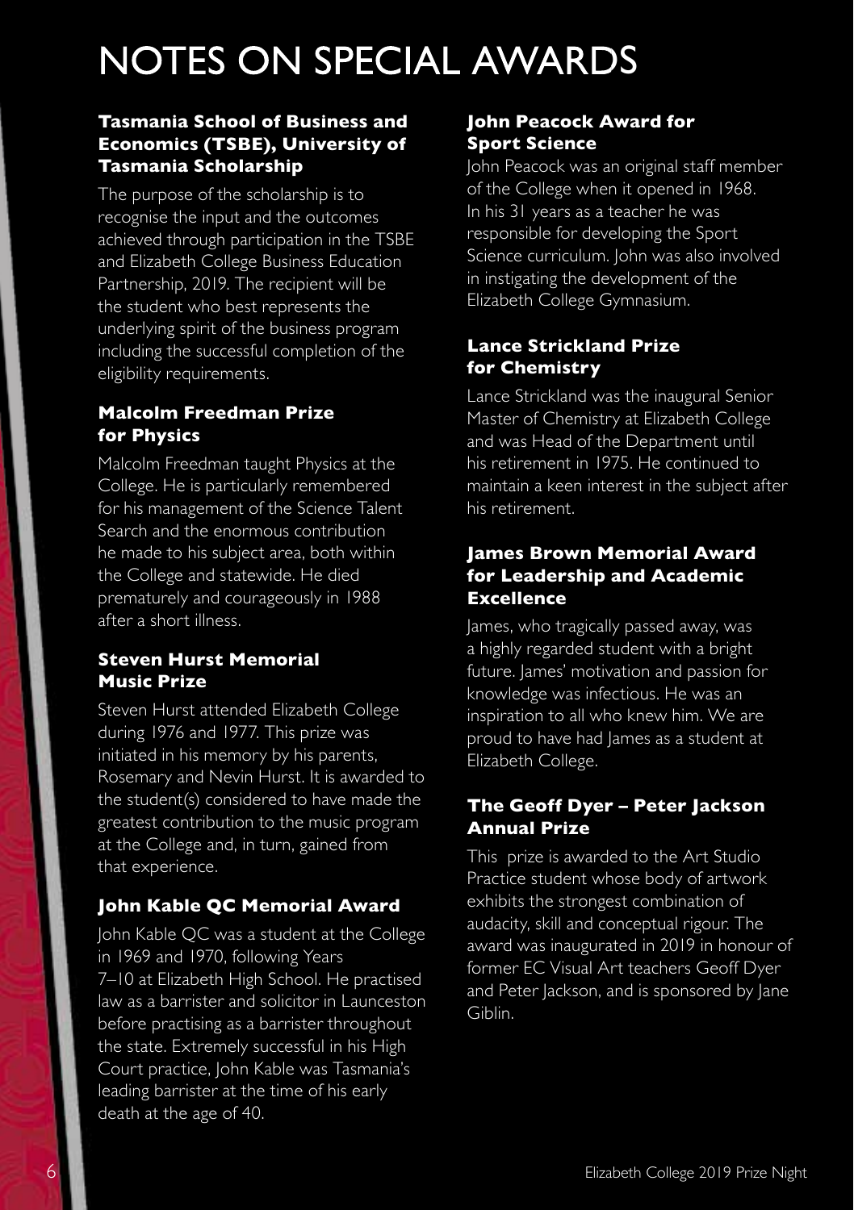# NOTES ON SPECIAL AWARDS

### Tasmania School of Business and Economics (TSBE), University of Tasmania Scholarship

The purpose of the scholarship is to recognise the input and the outcomes achieved through participation in the TSBE and Elizabeth College Business Education Partnership, 2019. The recipient will be the student who best represents the underlying spirit of the business program including the successful completion of the eligibility requirements.

### Malcolm Freedman Prize for Physics

Malcolm Freedman taught Physics at the College. He is particularly remembered for his management of the Science Talent Search and the enormous contribution he made to his subject area, both within the College and statewide. He died prematurely and courageously in 1988 after a short illness.

### Steven Hurst Memorial Music Prize

Steven Hurst attended Elizabeth College during 1976 and 1977. This prize was initiated in his memory by his parents, Rosemary and Nevin Hurst. It is awarded to the student(s) considered to have made the greatest contribution to the music program at the College and, in turn, gained from that experience.

### John Kable QC Memorial Award

John Kable QC was a student at the College in 1969 and 1970, following Years 7–10 at Elizabeth High School. He practised law as a barrister and solicitor in Launceston before practising as a barrister throughout the state. Extremely successful in his High Court practice, John Kable was Tasmania's leading barrister at the time of his early death at the age of 40.

### John Peacock Award for Sport Science

John Peacock was an original staff member of the College when it opened in 1968. In his 31 years as a teacher he was responsible for developing the Sport Science curriculum. John was also involved in instigating the development of the Elizabeth College Gymnasium.

### Lance Strickland Prize for Chemistry

Lance Strickland was the inaugural Senior Master of Chemistry at Elizabeth College and was Head of the Department until his retirement in 1975. He continued to maintain a keen interest in the subject after his retirement.

### James Brown Memorial Award for Leadership and Academic Excellence

James, who tragically passed away, was a highly regarded student with a bright future. James' motivation and passion for knowledge was infectious. He was an inspiration to all who knew him. We are proud to have had James as a student at Elizabeth College.

### The Geoff Dyer – Peter Jackson Annual Prize

This prize is awarded to the Art Studio Practice student whose body of artwork exhibits the strongest combination of audacity, skill and conceptual rigour. The award was inaugurated in 2019 in honour of former EC Visual Art teachers Geoff Dyer and Peter Jackson, and is sponsored by Jane Giblin.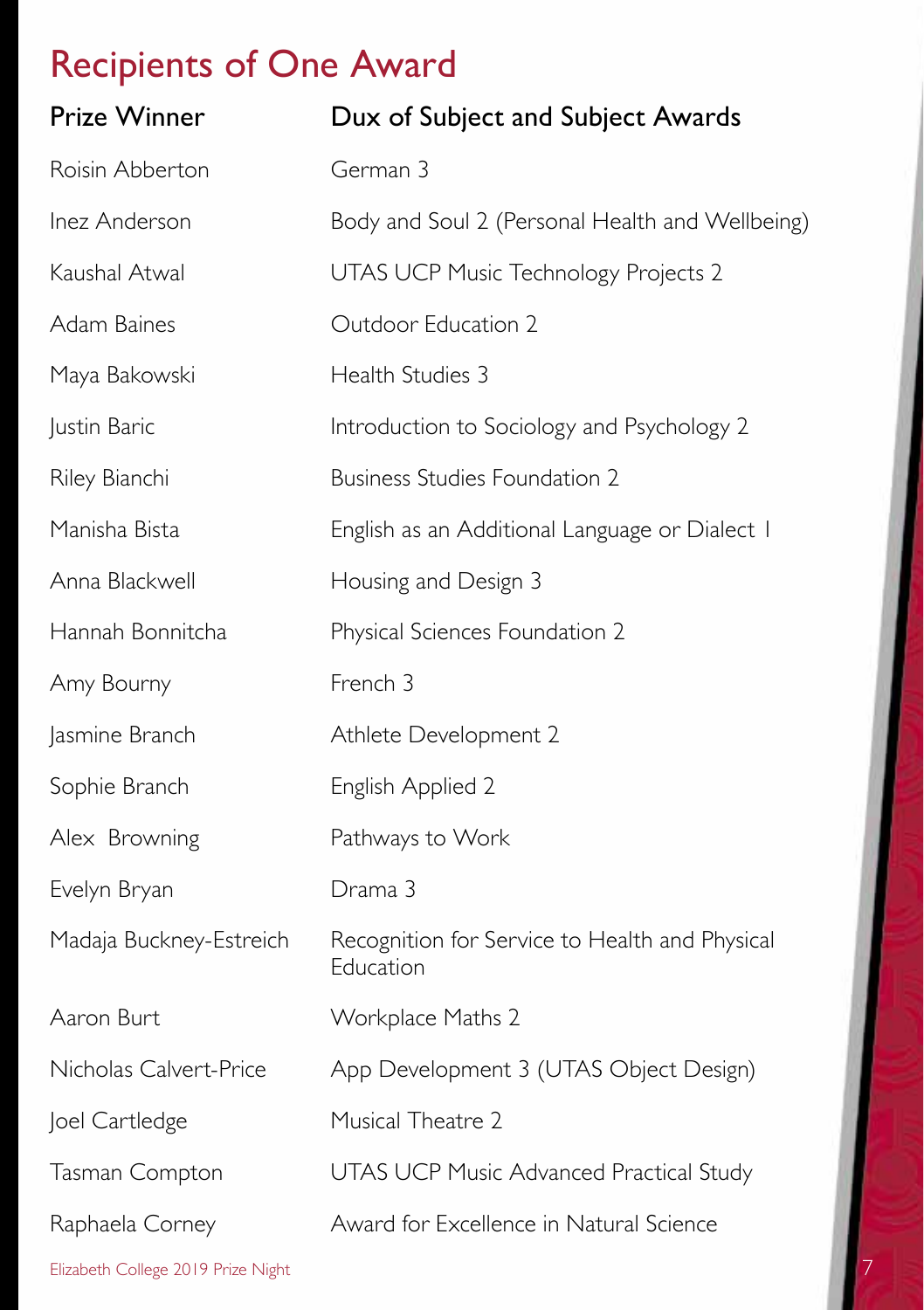# Recipients of One Award

| Prize Winner | Dux of Subject and Subject Awards |
|---|---|
| Roisin Abberton | German 3 |
| Inez Anderson | Body and Soul 2 (Personal Health and Wellbeing) |
| Kaushal Atwal | UTAS UCP Music Technology Projects 2 |
| Adam Baines | Outdoor Education 2 |
| Maya Bakowski | Health Studies 3 |
| Justin Baric | Introduction to Sociology and Psychology 2 |
| Riley Bianchi | Business Studies Foundation 2 |
| Manisha Bista | English as an Additional Language or Dialect 1 |
| Anna Blackwell | Housing and Design 3 |
| Hannah Bonnitcha | Physical Sciences Foundation 2 |
| Amy Bourny | French 3 |
| Jasmine Branch | Athlete Development 2 |
| Sophie Branch | English Applied 2 |
| Alex Browning | Pathways to Work |
| Evelyn Bryan | Drama 3 |
| Madaja Buckney-Estreich | Recognition for Service to Health and Physical Education |
| Aaron Burt | Workplace Maths 2 |
| Nicholas Calvert-Price | App Development 3 (UTAS Object Design) |
| Joel Cartledge | Musical Theatre 2 |
| Tasman Compton | UTAS UCP Music Advanced Practical Study |
| Raphaela Corney | Award for Excellence in Natural Science |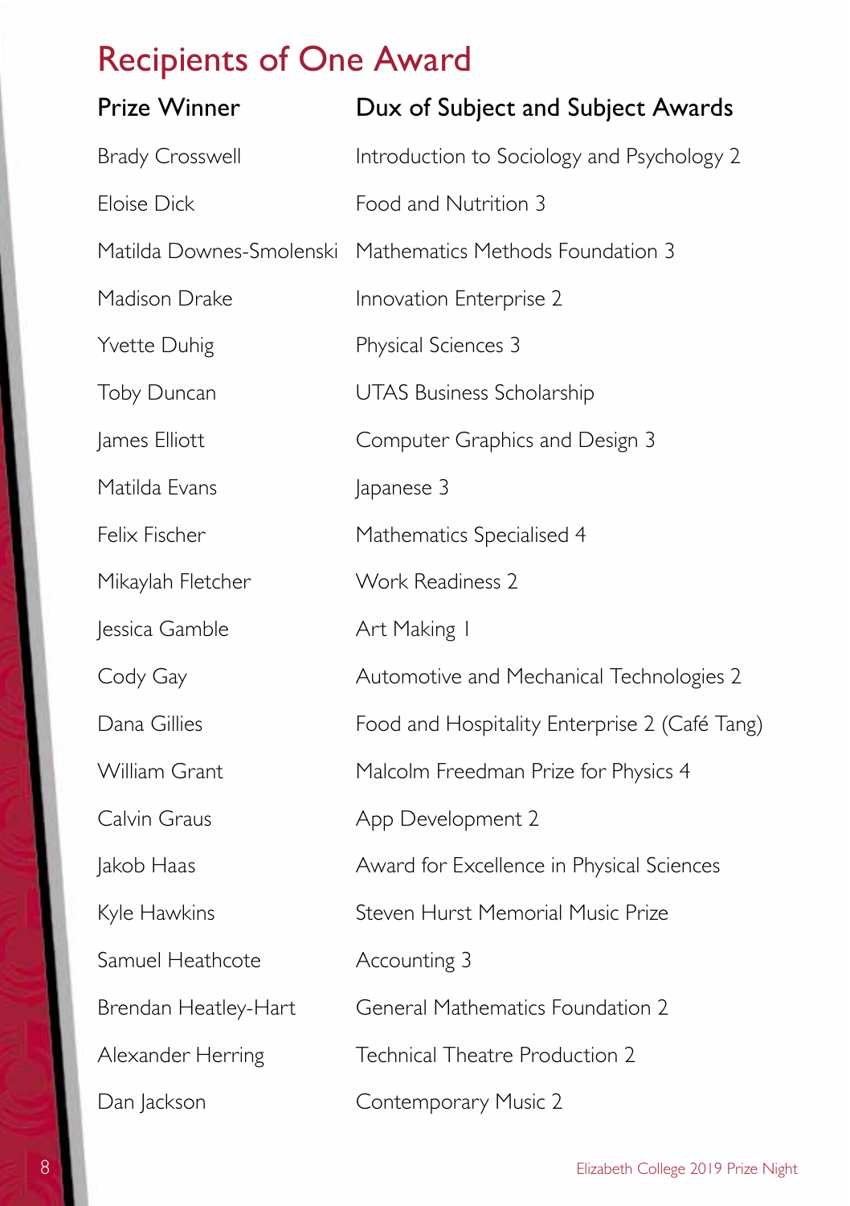# Recipients of One Award

| Prize Winner | Dux of Subject and Subject Awards |
|---|---|
| Brady Crosswell | Introduction to Sociology and Psychology 2 |
| Eloise Dick | Food and Nutrition 3 |
| Matilda Downes-Smolenski | Mathematics Methods Foundation 3 |
| Madison Drake | Innovation Enterprise 2 |
| Yvette Duhig | Physical Sciences 3 |
| Toby Duncan | UTAS Business Scholarship |
| James Elliott | Computer Graphics and Design 3 |
| Matilda Evans | Japanese 3 |
| Felix Fischer | Mathematics Specialised 4 |
| Mikaylah Fletcher | Work Readiness 2 |
| Jessica Gamble | Art Making 1 |
| Cody Gay | Automotive and Mechanical Technologies 2 |
| Dana Gillies | Food and Hospitality Enterprise 2 (Café Tang) |
| William Grant | Malcolm Freedman Prize for Physics 4 |
| Calvin Graus | App Development 2 |
| Jakob Haas | Award for Excellence in Physical Sciences |
| Kyle Hawkins | Steven Hurst Memorial Music Prize |
| Samuel Heathcote | Accounting 3 |
| Brendan Heatley-Hart | General Mathematics Foundation 2 |
| Alexander Herring | Technical Theatre Production 2 |
| Dan Jackson | Contemporary Music 2 |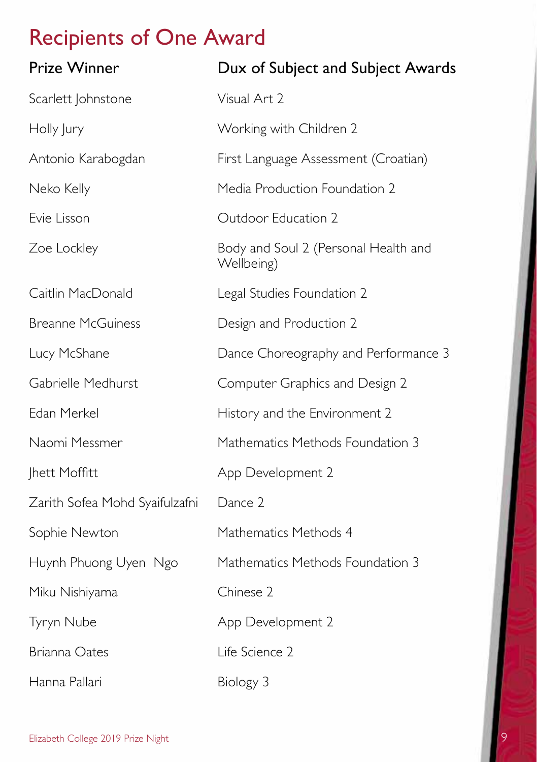# Recipients of One Award

| Prize Winner | Dux of Subject and Subject Awards |
| --- | --- |
| Scarlett Johnstone | Visual Art 2 |
| Holly Jury | Working with Children 2 |
| Antonio Karabogdan | First Language Assessment (Croatian) |
| Neko Kelly | Media Production Foundation 2 |
| Evie Lisson | Outdoor Education 2 |
| Zoe Lockley | Body and Soul 2 (Personal Health and Wellbeing) |
| Caitlin MacDonald | Legal Studies Foundation 2 |
| Breanne McGuiness | Design and Production 2 |
| Lucy McShane | Dance Choreography and Performance 3 |
| Gabrielle Medhurst | Computer Graphics and Design 2 |
| Edan Merkel | History and the Environment 2 |
| Naomi Messmer | Mathematics Methods Foundation 3 |
| Jhett Moffitt | App Development 2 |
| Zarith Sofea Mohd Syaifulzafni | Dance 2 |
| Sophie Newton | Mathematics Methods 4 |
| Huynh Phuong Uyen Ngo | Mathematics Methods Foundation 3 |
| Miku Nishiyama | Chinese 2 |
| Tyryn Nube | App Development 2 |
| Brianna Oates | Life Science 2 |
| Hanna Pallari | Biology 3 |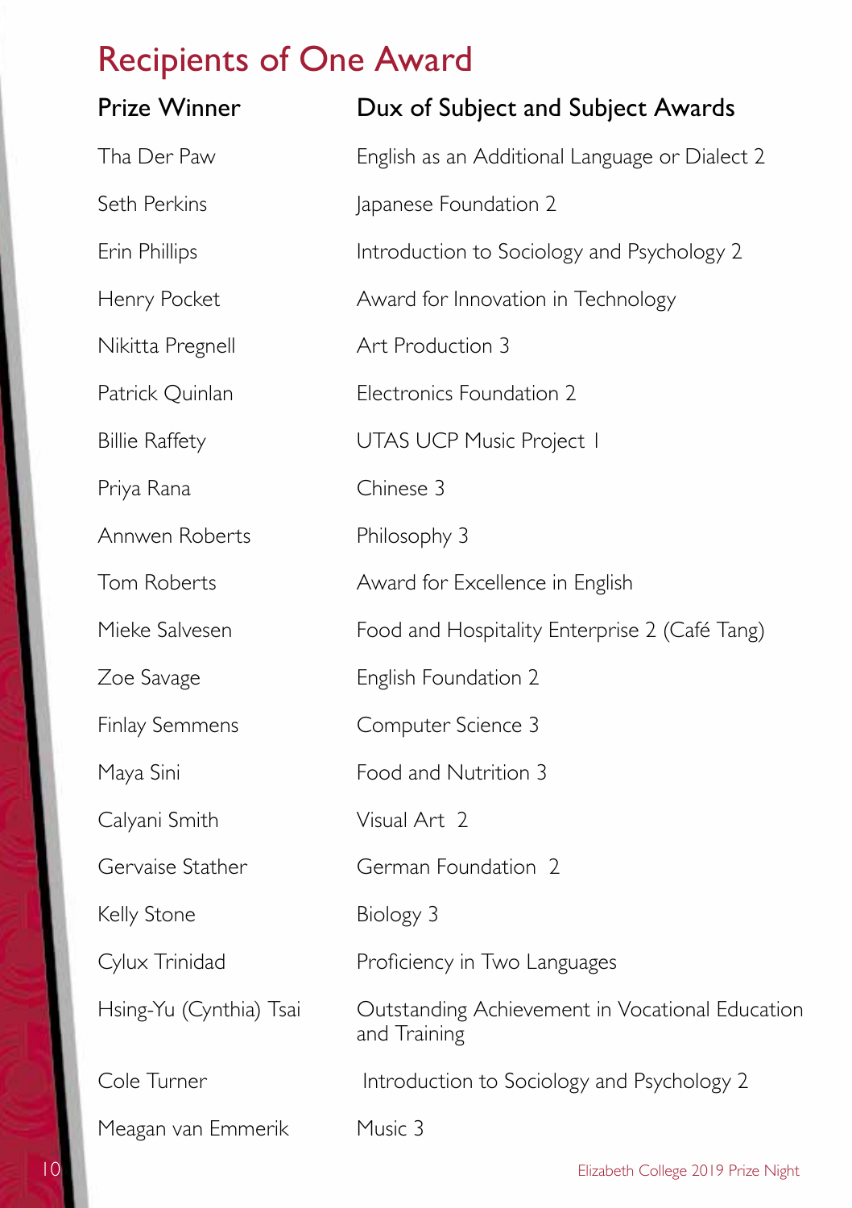# Recipients of One Award

| Prize Winner | Dux of Subject and Subject Awards |
| --- | --- |
| Tha Der Paw | English as an Additional Language or Dialect 2 |
| Seth Perkins | Japanese Foundation 2 |
| Erin Phillips | Introduction to Sociology and Psychology 2 |
| Henry Pocket | Award for Innovation in Technology |
| Nikitta Pregnell | Art Production 3 |
| Patrick Quinlan | Electronics Foundation 2 |
| Billie Raffety | UTAS UCP Music Project 1 |
| Priya Rana | Chinese 3 |
| Annwen Roberts | Philosophy 3 |
| Tom Roberts | Award for Excellence in English |
| Mieke Salvesen | Food and Hospitality Enterprise 2 (Café Tang) |
| Zoe Savage | English Foundation 2 |
| Finlay Semmens | Computer Science 3 |
| Maya Sini | Food and Nutrition 3 |
| Calyani Smith | Visual Art 2 |
| Gervaise Stather | German Foundation 2 |
| Kelly Stone | Biology 3 |
| Cylux Trinidad | Proficiency in Two Languages |
| Hsing-Yu (Cynthia) Tsai | Outstanding Achievement in Vocational Education and Training |
| Cole Turner | Introduction to Sociology and Psychology 2 |
| Meagan van Emmerik | Music 3 |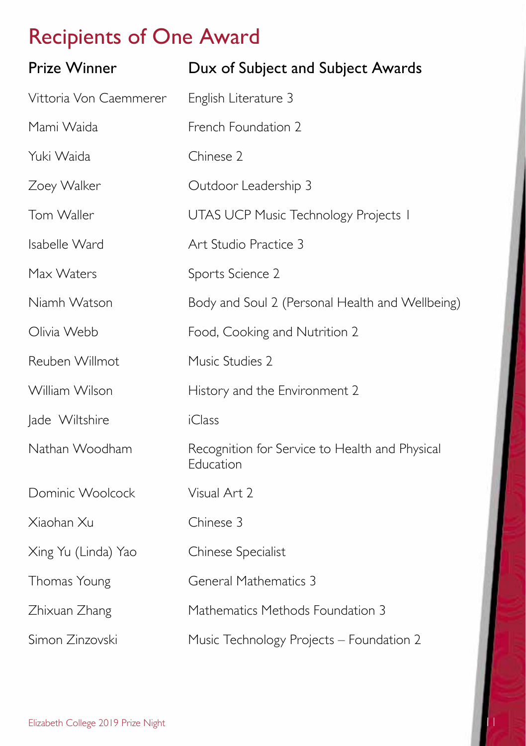# Recipients of One Award

| Prize Winner | Dux of Subject and Subject Awards |
|---|---|
| Vittoria Von Caemmerer | English Literature 3 |
| Mami Waida | French Foundation 2 |
| Yuki Waida | Chinese 2 |
| Zoey Walker | Outdoor Leadership 3 |
| Tom Waller | UTAS UCP Music Technology Projects 1 |
| Isabelle Ward | Art Studio Practice 3 |
| Max Waters | Sports Science 2 |
| Niamh Watson | Body and Soul 2 (Personal Health and Wellbeing) |
| Olivia Webb | Food, Cooking and Nutrition 2 |
| Reuben Willmot | Music Studies 2 |
| William Wilson | History and the Environment 2 |
| Jade Wiltshire | iClass |
| Nathan Woodham | Recognition for Service to Health and Physical Education |
| Dominic Woolcock | Visual Art 2 |
| Xiaohan Xu | Chinese 3 |
| Xing Yu (Linda) Yao | Chinese Specialist |
| Thomas Young | General Mathematics 3 |
| Zhixuan Zhang | Mathematics Methods Foundation 3 |
| Simon Zinzovski | Music Technology Projects – Foundation 2 |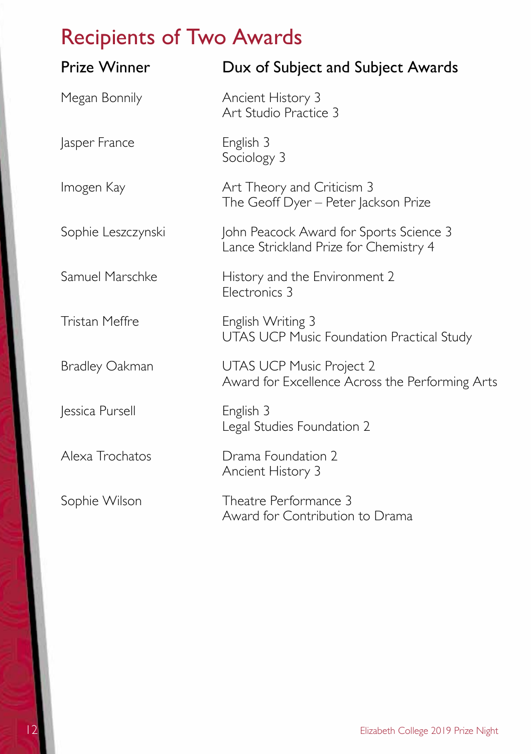# Recipients of Two Awards

| Prize Winner | Dux of Subject and Subject Awards |
|---|---|
| Megan Bonnily | Ancient History 3<br>Art Studio Practice 3 |
| Jasper France | English 3<br>Sociology 3 |
| Imogen Kay | Art Theory and Criticism 3<br>The Geoff Dyer – Peter Jackson Prize |
| Sophie Leszczynski | John Peacock Award for Sports Science 3<br>Lance Strickland Prize for Chemistry 4 |
| Samuel Marschke | History and the Environment 2<br>Electronics 3 |
| Tristan Meffre | English Writing 3<br>UTAS UCP Music Foundation Practical Study |
| Bradley Oakman | UTAS UCP Music Project 2<br>Award for Excellence Across the Performing Arts |
| Jessica Pursell | English 3<br>Legal Studies Foundation 2 |
| Alexa Trochatos | Drama Foundation 2<br>Ancient History 3 |
| Sophie Wilson | Theatre Performance 3<br>Award for Contribution to Drama |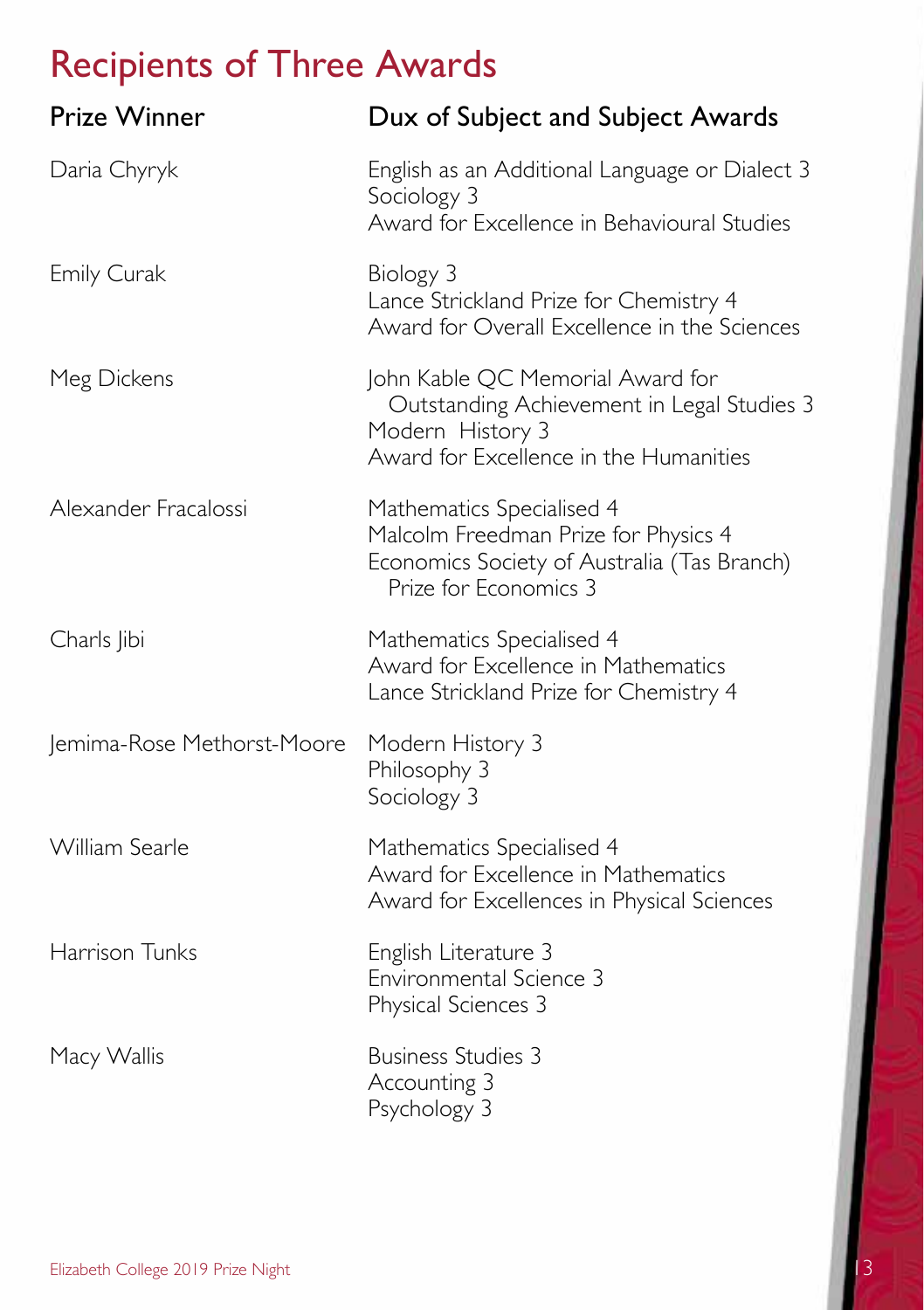# Recipients of Three Awards

| Prize Winner | Dux of Subject and Subject Awards |
|---|---|
| Daria Chyryk | English as an Additional Language or Dialect 3<br>Sociology 3<br>Award for Excellence in Behavioural Studies |
| Emily Curak | Biology 3<br>Lance Strickland Prize for Chemistry 4<br>Award for Overall Excellence in the Sciences |
| Meg Dickens | John Kable QC Memorial Award for Outstanding Achievement in Legal Studies 3<br>Modern History 3<br>Award for Excellence in the Humanities |
| Alexander Fracalossi | Mathematics Specialised 4<br>Malcolm Freedman Prize for Physics 4<br>Economics Society of Australia (Tas Branch) Prize for Economics 3 |
| Charls Jibi | Mathematics Specialised 4<br>Award for Excellence in Mathematics<br>Lance Strickland Prize for Chemistry 4 |
| Jemima-Rose Methorst-Moore | Modern History 3<br>Philosophy 3<br>Sociology 3 |
| William Searle | Mathematics Specialised 4<br>Award for Excellence in Mathematics<br>Award for Excellences in Physical Sciences |
| Harrison Tunks | English Literature 3<br>Environmental Science 3<br>Physical Sciences 3 |
| Macy Wallis | Business Studies 3<br>Accounting 3<br>Psychology 3 |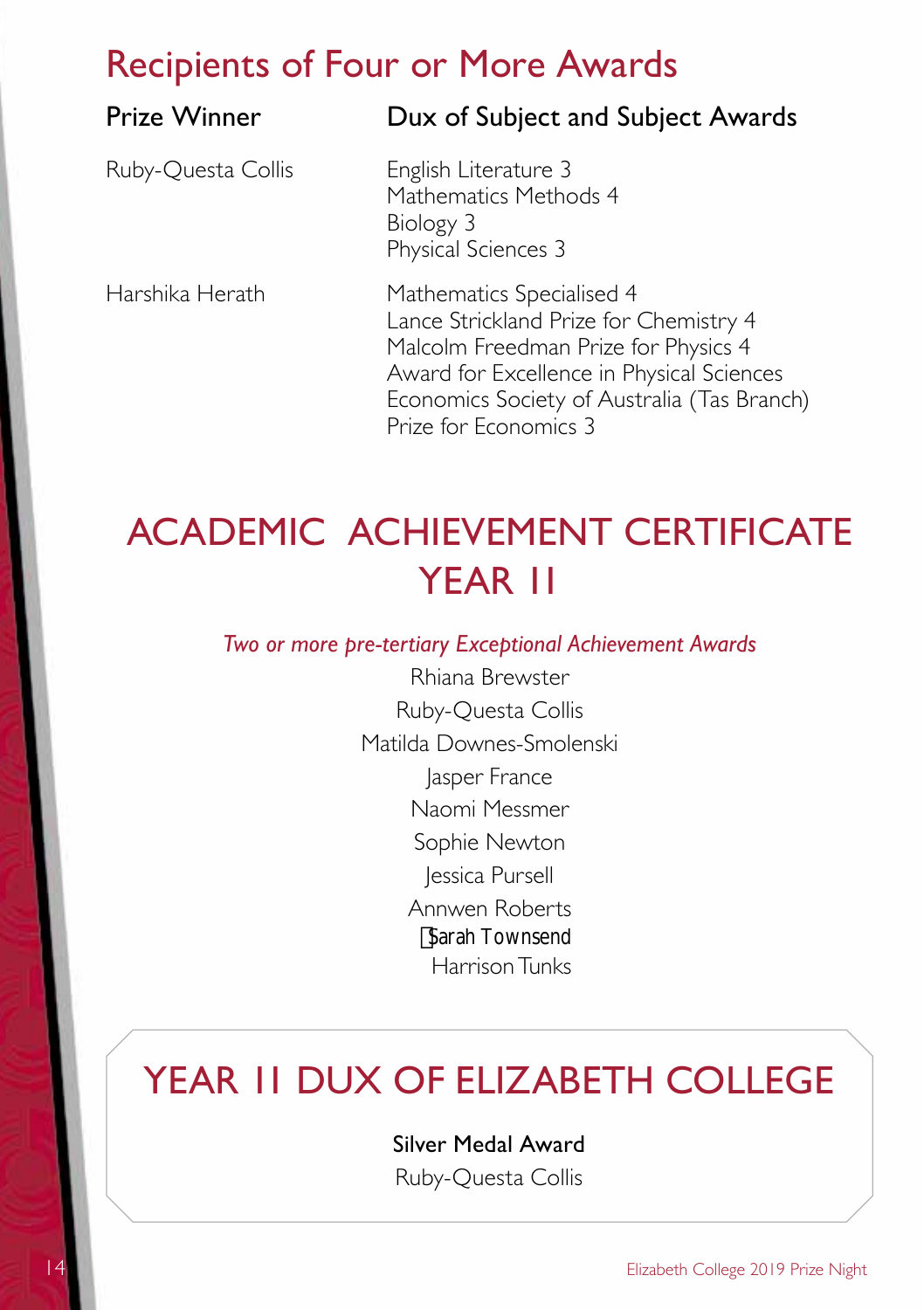## Recipients of Four or More Awards

| Prize Winner | Dux of Subject and Subject Awards |
| --- | --- |
| Ruby-Questa Collis | English Literature 3<br>Mathematics Methods 4<br>Biology 3<br>Physical Sciences 3 |
| Harshika Herath | Mathematics Specialised 4<br>Lance Strickland Prize for Chemistry 4<br>Malcolm Freedman Prize for Physics 4<br>Award for Excellence in Physical Sciences<br>Economics Society of Australia (Tas Branch) Prize for Economics 3 |

# ACADEMIC ACHIEVEMENT CERTIFICATE YEAR 11

*Two or more pre-tertiary Exceptional Achievement Awards*

Rhiana Brewster
Ruby-Questa Collis
Matilda Downes-Smolenski
Jasper France
Naomi Messmer
Sophie Newton
Jessica Pursell
Annwen Roberts
Sarah Townsend
Harrison Tunks

# YEAR 11 DUX OF ELIZABETH COLLEGE

**Silver Medal Award**

Ruby-Questa Collis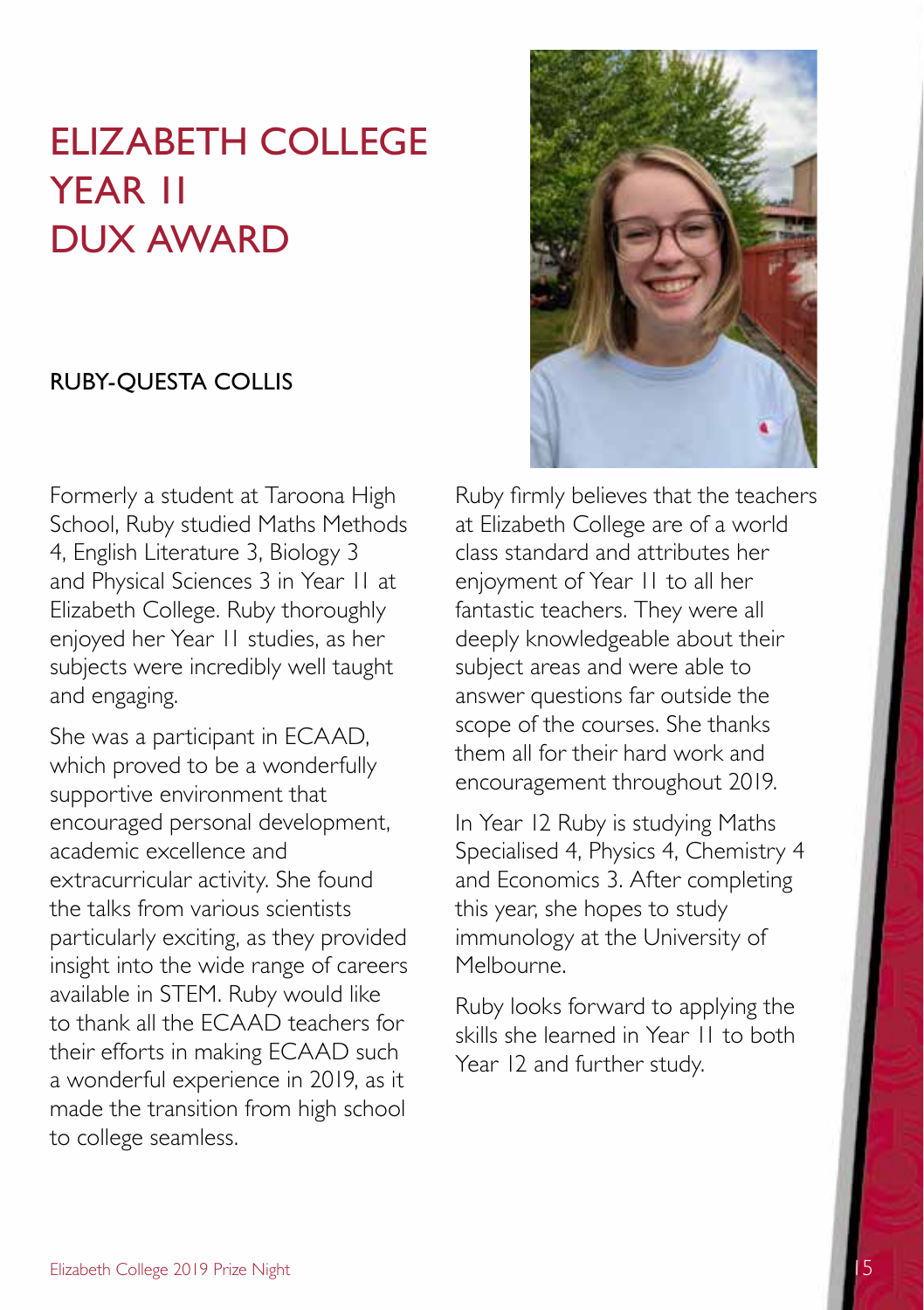# ELIZABETH COLLEGE YEAR 11 DUX AWARD

## RUBY-QUESTA COLLIS

Formerly a student at Taroona High School, Ruby studied Maths Methods 4, English Literature 3, Biology 3 and Physical Sciences 3 in Year 11 at Elizabeth College. Ruby thoroughly enjoyed her Year 11 studies, as her subjects were incredibly well taught and engaging.

She was a participant in ECAAD, which proved to be a wonderfully supportive environment that encouraged personal development, academic excellence and extracurricular activity. She found the talks from various scientists particularly exciting, as they provided insight into the wide range of careers available in STEM. Ruby would like to thank all the ECAAD teachers for their efforts in making ECAAD such a wonderful experience in 2019, as it made the transition from high school to college seamless.

Ruby firmly believes that the teachers at Elizabeth College are of a world class standard and attributes her enjoyment of Year 11 to all her fantastic teachers. They were all deeply knowledgeable about their subject areas and were able to answer questions far outside the scope of the courses. She thanks them all for their hard work and encouragement throughout 2019.

In Year 12 Ruby is studying Maths Specialised 4, Physics 4, Chemistry 4 and Economics 3. After completing this year, she hopes to study immunology at the University of Melbourne.

Ruby looks forward to applying the skills she learned in Year 11 to both Year 12 and further study.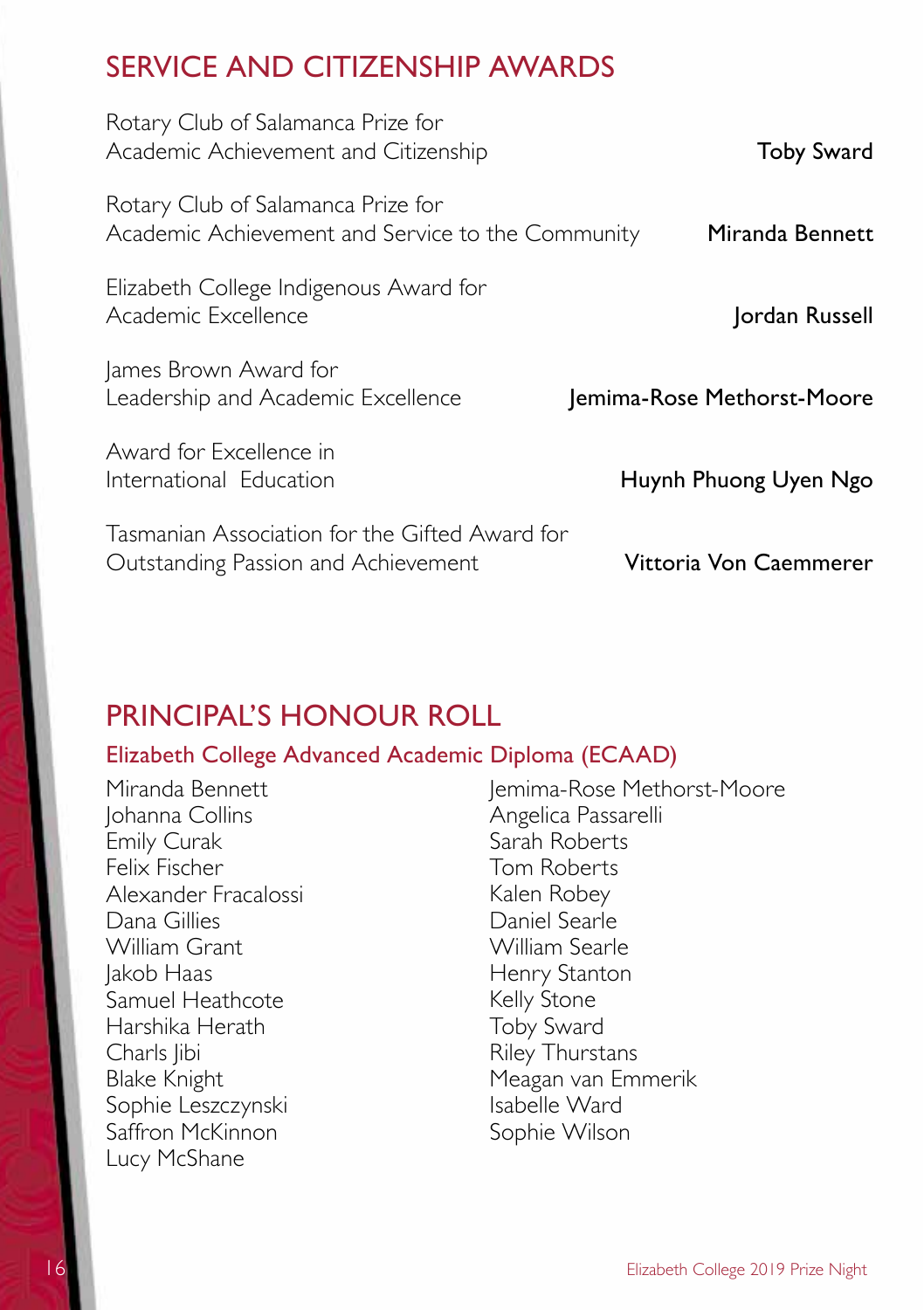## SERVICE AND CITIZENSHIP AWARDS

| Award | Recipient |
|---|---|
| Rotary Club of Salamanca Prize for Academic Achievement and Citizenship | **Toby Sward** |
| Rotary Club of Salamanca Prize for Academic Achievement and Service to the Community | **Miranda Bennett** |
| Elizabeth College Indigenous Award for Academic Excellence | **Jordan Russell** |
| James Brown Award for Leadership and Academic Excellence | **Jemima-Rose Methorst-Moore** |
| Award for Excellence in International Education | **Huynh Phuong Uyen Ngo** |
| Tasmanian Association for the Gifted Award for Outstanding Passion and Achievement | **Vittoria Von Caemmerer** |

## PRINCIPAL'S HONOUR ROLL

### Elizabeth College Advanced Academic Diploma (ECAAD)

Miranda Bennett
Johanna Collins
Emily Curak
Felix Fischer
Alexander Fracalossi
Dana Gillies
William Grant
Jakob Haas
Samuel Heathcote
Harshika Herath
Charls Jibi
Blake Knight
Sophie Leszczynski
Saffron McKinnon
Lucy McShane
Jemima-Rose Methorst-Moore
Angelica Passarelli
Sarah Roberts
Tom Roberts
Kalen Robey
Daniel Searle
William Searle
Henry Stanton
Kelly Stone
Toby Sward
Riley Thurstans
Meagan van Emmerik
Isabelle Ward
Sophie Wilson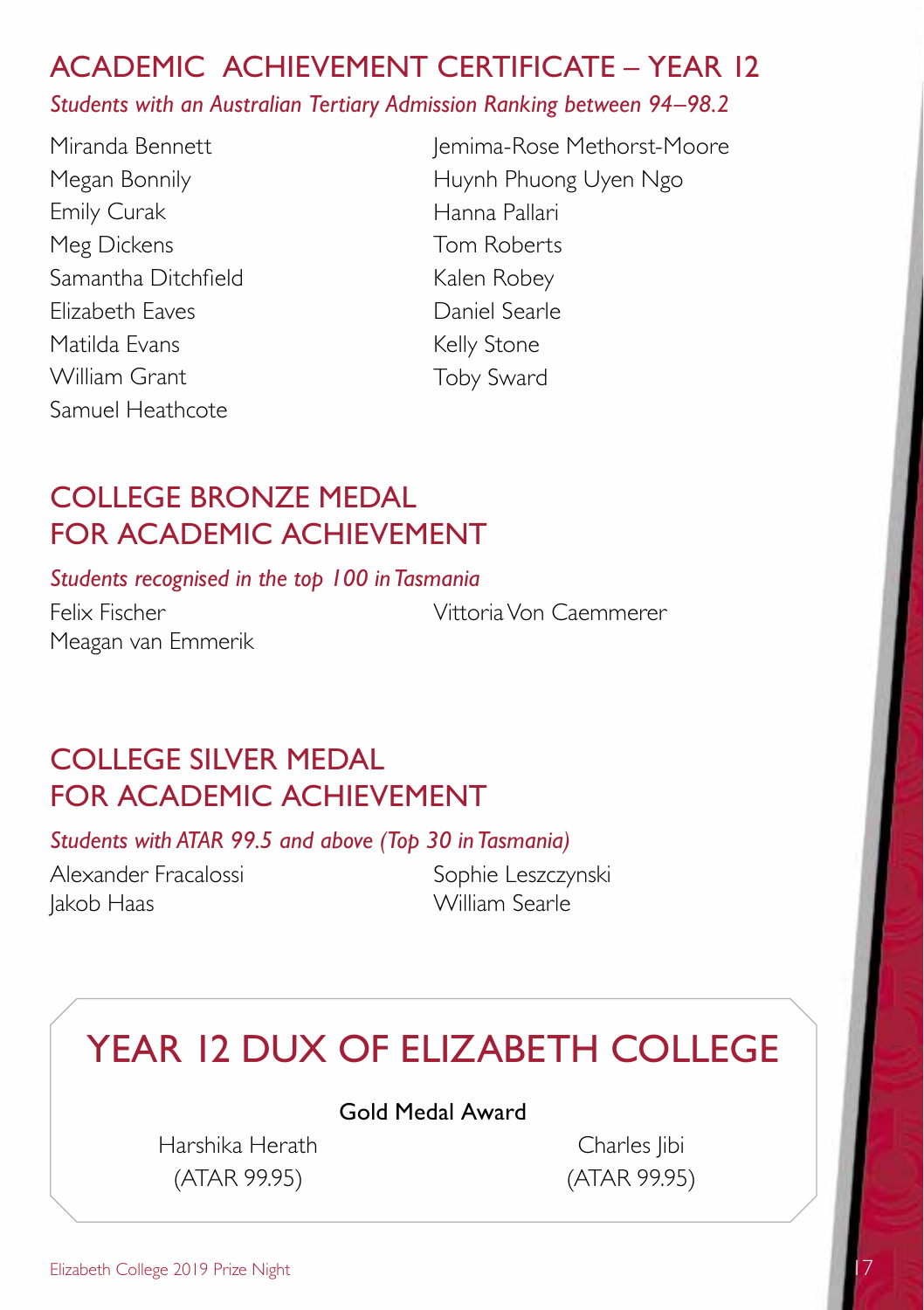## ACADEMIC ACHIEVEMENT CERTIFICATE – YEAR 12

*Students with an Australian Tertiary Admission Ranking between 94–98.2*

Miranda Bennett
Megan Bonnily
Emily Curak
Meg Dickens
Samantha Ditchfield
Elizabeth Eaves
Matilda Evans
William Grant
Samuel Heathcote
Jemima-Rose Methorst-Moore
Huynh Phuong Uyen Ngo
Hanna Pallari
Tom Roberts
Kalen Robey
Daniel Searle
Kelly Stone
Toby Sward

## COLLEGE BRONZE MEDAL FOR ACADEMIC ACHIEVEMENT

*Students recognised in the top 100 in Tasmania*

Felix Fischer
Meagan van Emmerik
Vittoria Von Caemmerer

## COLLEGE SILVER MEDAL FOR ACADEMIC ACHIEVEMENT

*Students with ATAR 99.5 and above (Top 30 in Tasmania)*

Alexander Fracalossi
Jakob Haas
Sophie Leszczynski
William Searle

# YEAR 12 DUX OF ELIZABETH COLLEGE

**Gold Medal Award**

Harshika Herath
(ATAR 99.95)

Charles Jibi
(ATAR 99.95)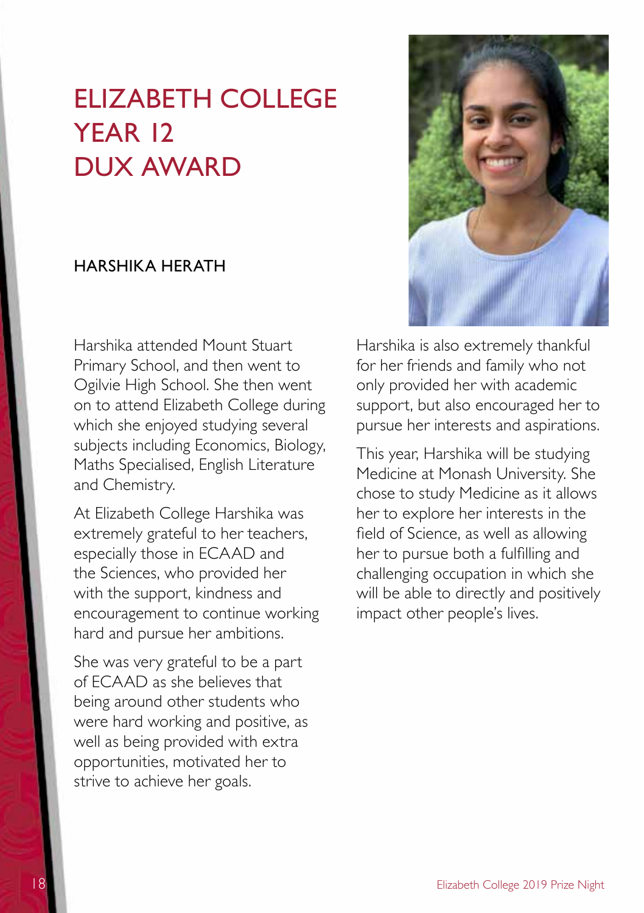# ELIZABETH COLLEGE YEAR 12 DUX AWARD

## HARSHIKA HERATH

Harshika attended Mount Stuart Primary School, and then went to Ogilvie High School. She then went on to attend Elizabeth College during which she enjoyed studying several subjects including Economics, Biology, Maths Specialised, English Literature and Chemistry.

At Elizabeth College Harshika was extremely grateful to her teachers, especially those in ECAAD and the Sciences, who provided her with the support, kindness and encouragement to continue working hard and pursue her ambitions.

She was very grateful to be a part of ECAAD as she believes that being around other students who were hard working and positive, as well as being provided with extra opportunities, motivated her to strive to achieve her goals.

Harshika is also extremely thankful for her friends and family who not only provided her with academic support, but also encouraged her to pursue her interests and aspirations.

This year, Harshika will be studying Medicine at Monash University. She chose to study Medicine as it allows her to explore her interests in the field of Science, as well as allowing her to pursue both a fulfilling and challenging occupation in which she will be able to directly and positively impact other people's lives.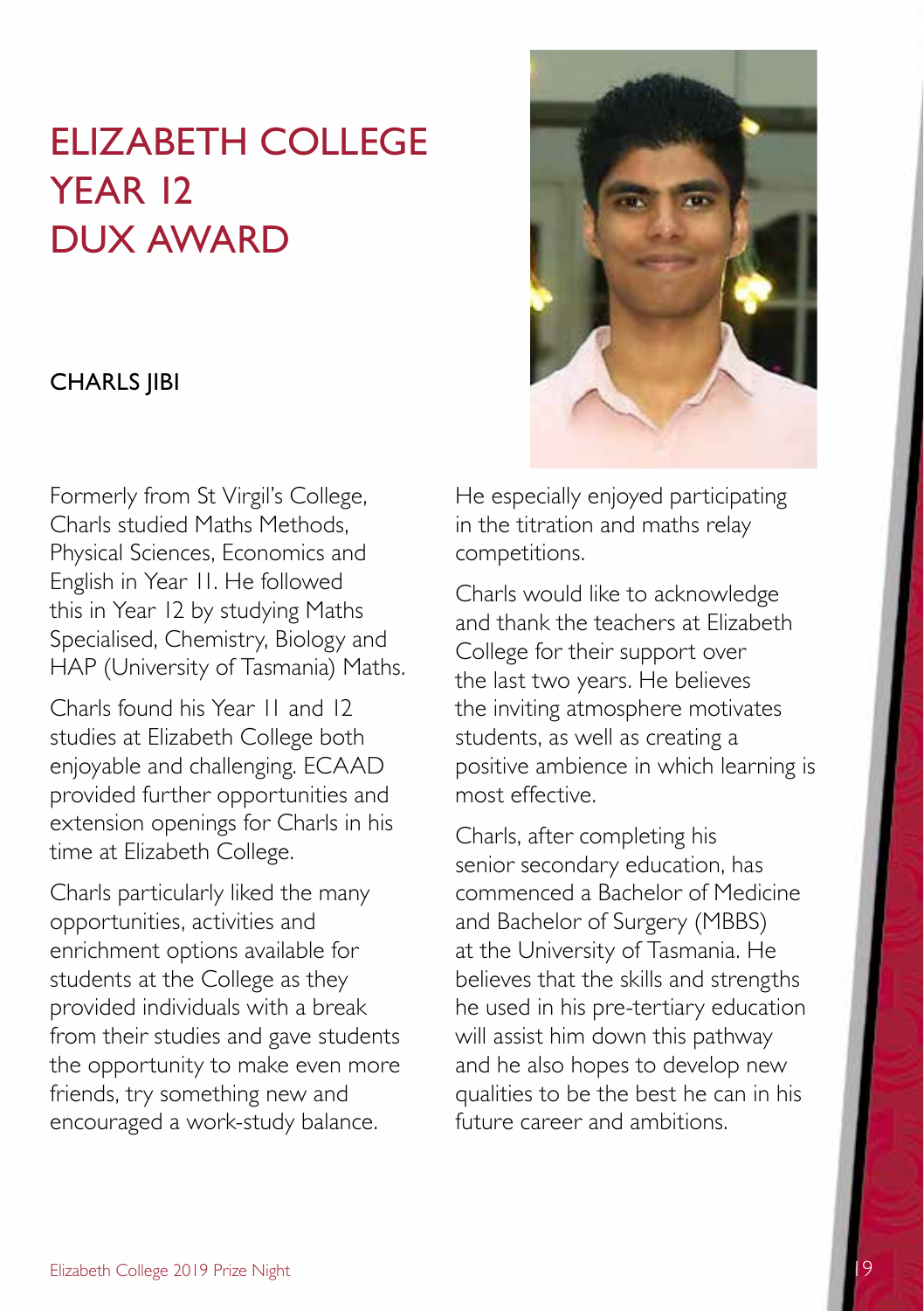# ELIZABETH COLLEGE YEAR 12 DUX AWARD

## CHARLS JIBI

Formerly from St Virgil's College, Charls studied Maths Methods, Physical Sciences, Economics and English in Year 11. He followed this in Year 12 by studying Maths Specialised, Chemistry, Biology and HAP (University of Tasmania) Maths.

Charls found his Year 11 and 12 studies at Elizabeth College both enjoyable and challenging. ECAAD provided further opportunities and extension openings for Charls in his time at Elizabeth College.

Charls particularly liked the many opportunities, activities and enrichment options available for students at the College as they provided individuals with a break from their studies and gave students the opportunity to make even more friends, try something new and encouraged a work-study balance.

He especially enjoyed participating in the titration and maths relay competitions.

Charls would like to acknowledge and thank the teachers at Elizabeth College for their support over the last two years. He believes the inviting atmosphere motivates students, as well as creating a positive ambience in which learning is most effective.

Charls, after completing his senior secondary education, has commenced a Bachelor of Medicine and Bachelor of Surgery (MBBS) at the University of Tasmania. He believes that the skills and strengths he used in his pre-tertiary education will assist him down this pathway and he also hopes to develop new qualities to be the best he can in his future career and ambitions.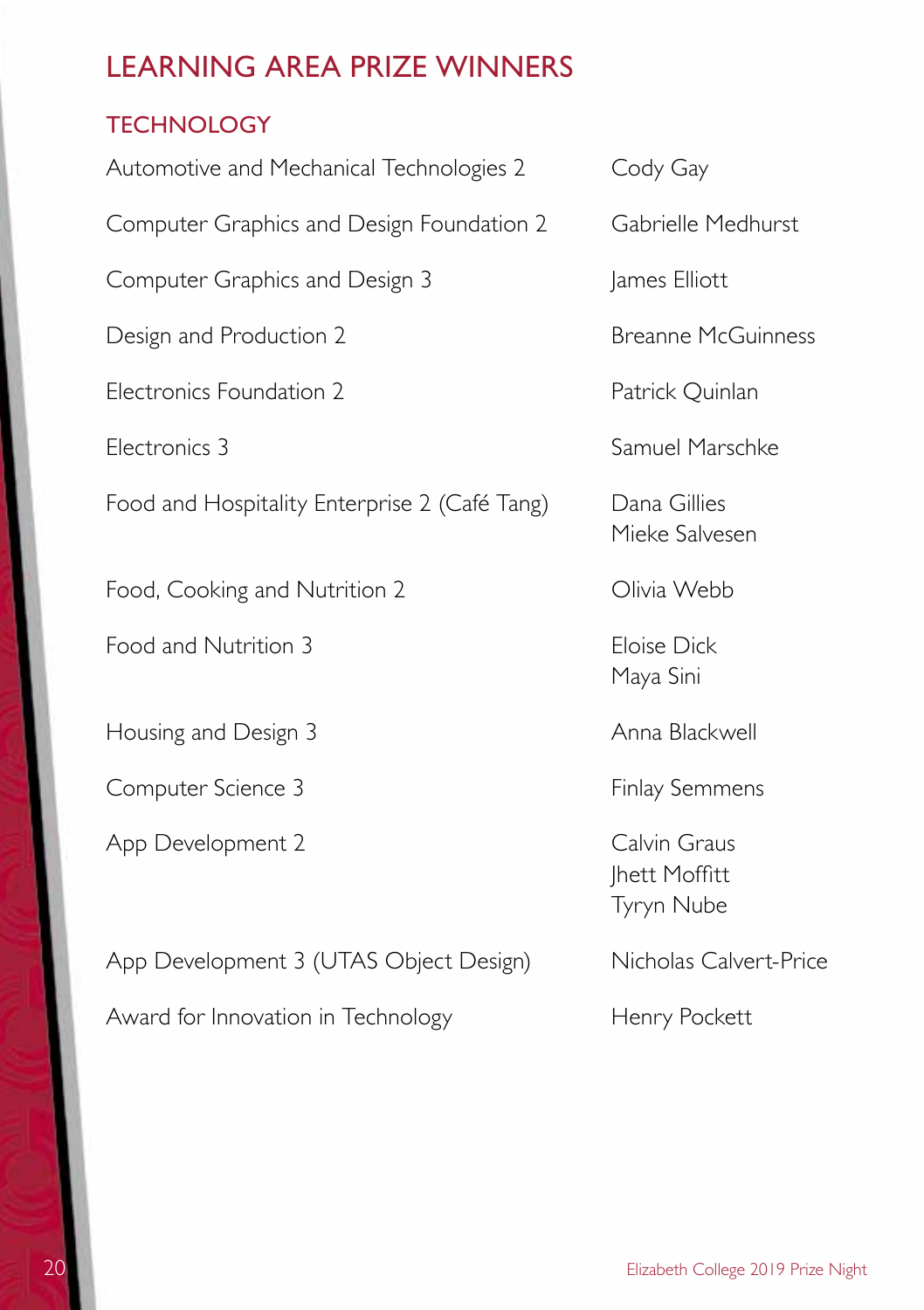# LEARNING AREA PRIZE WINNERS

## TECHNOLOGY

| Prize | Winner(s) |
| --- | --- |
| Automotive and Mechanical Technologies 2 | Cody Gay |
| Computer Graphics and Design Foundation 2 | Gabrielle Medhurst |
| Computer Graphics and Design 3 | James Elliott |
| Design and Production 2 | Breanne McGuinness |
| Electronics Foundation 2 | Patrick Quinlan |
| Electronics 3 | Samuel Marschke |
| Food and Hospitality Enterprise 2 (Café Tang) | Dana Gillies<br>Mieke Salvesen |
| Food, Cooking and Nutrition 2 | Olivia Webb |
| Food and Nutrition 3 | Eloise Dick<br>Maya Sini |
| Housing and Design 3 | Anna Blackwell |
| Computer Science 3 | Finlay Semmens |
| App Development 2 | Calvin Graus<br>Jhett Moffitt<br>Tyryn Nube |
| App Development 3 (UTAS Object Design) | Nicholas Calvert-Price |
| Award for Innovation in Technology | Henry Pockett |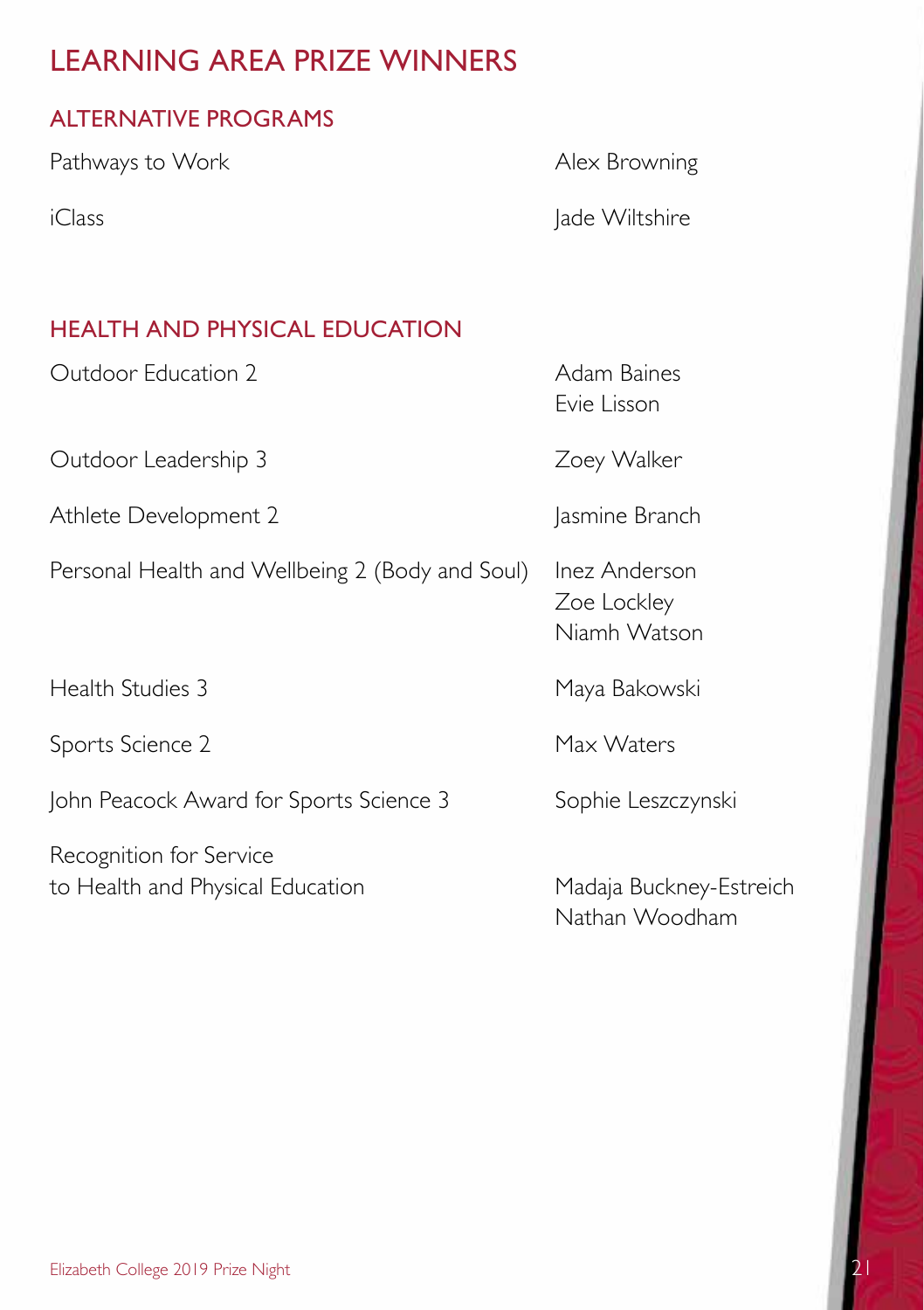# LEARNING AREA PRIZE WINNERS

## ALTERNATIVE PROGRAMS

| | |
|---|---|
| Pathways to Work | Alex Browning |
| iClass | Jade Wiltshire |

## HEALTH AND PHYSICAL EDUCATION

| | |
|---|---|
| Outdoor Education 2 | Adam Baines<br>Evie Lisson |
| Outdoor Leadership 3 | Zoey Walker |
| Athlete Development 2 | Jasmine Branch |
| Personal Health and Wellbeing 2 (Body and Soul) | Inez Anderson<br>Zoe Lockley<br>Niamh Watson |
| Health Studies 3 | Maya Bakowski |
| Sports Science 2 | Max Waters |
| John Peacock Award for Sports Science 3 | Sophie Leszczynski |
| Recognition for Service to Health and Physical Education | Madaja Buckney-Estreich<br>Nathan Woodham |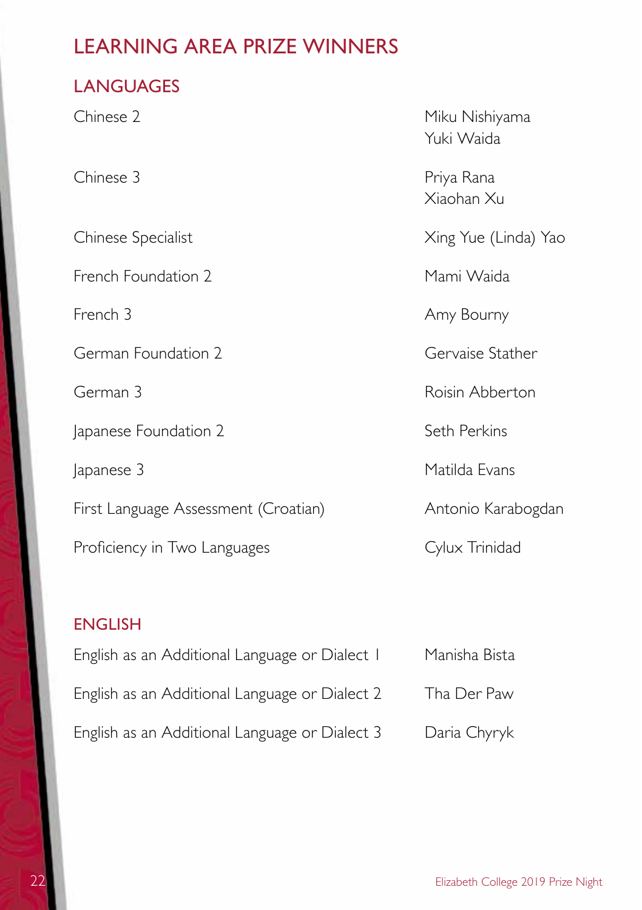# LEARNING AREA PRIZE WINNERS

## LANGUAGES

| | |
|---|---|
| Chinese 2 | Miku Nishiyama<br>Yuki Waida |
| Chinese 3 | Priya Rana<br>Xiaohan Xu |
| Chinese Specialist | Xing Yue (Linda) Yao |
| French Foundation 2 | Mami Waida |
| French 3 | Amy Bourny |
| German Foundation 2 | Gervaise Stather |
| German 3 | Roisin Abberton |
| Japanese Foundation 2 | Seth Perkins |
| Japanese 3 | Matilda Evans |
| First Language Assessment (Croatian) | Antonio Karabogdan |
| Proficiency in Two Languages | Cylux Trinidad |

## ENGLISH

| | |
|---|---|
| English as an Additional Language or Dialect 1 | Manisha Bista |
| English as an Additional Language or Dialect 2 | Tha Der Paw |
| English as an Additional Language or Dialect 3 | Daria Chyryk |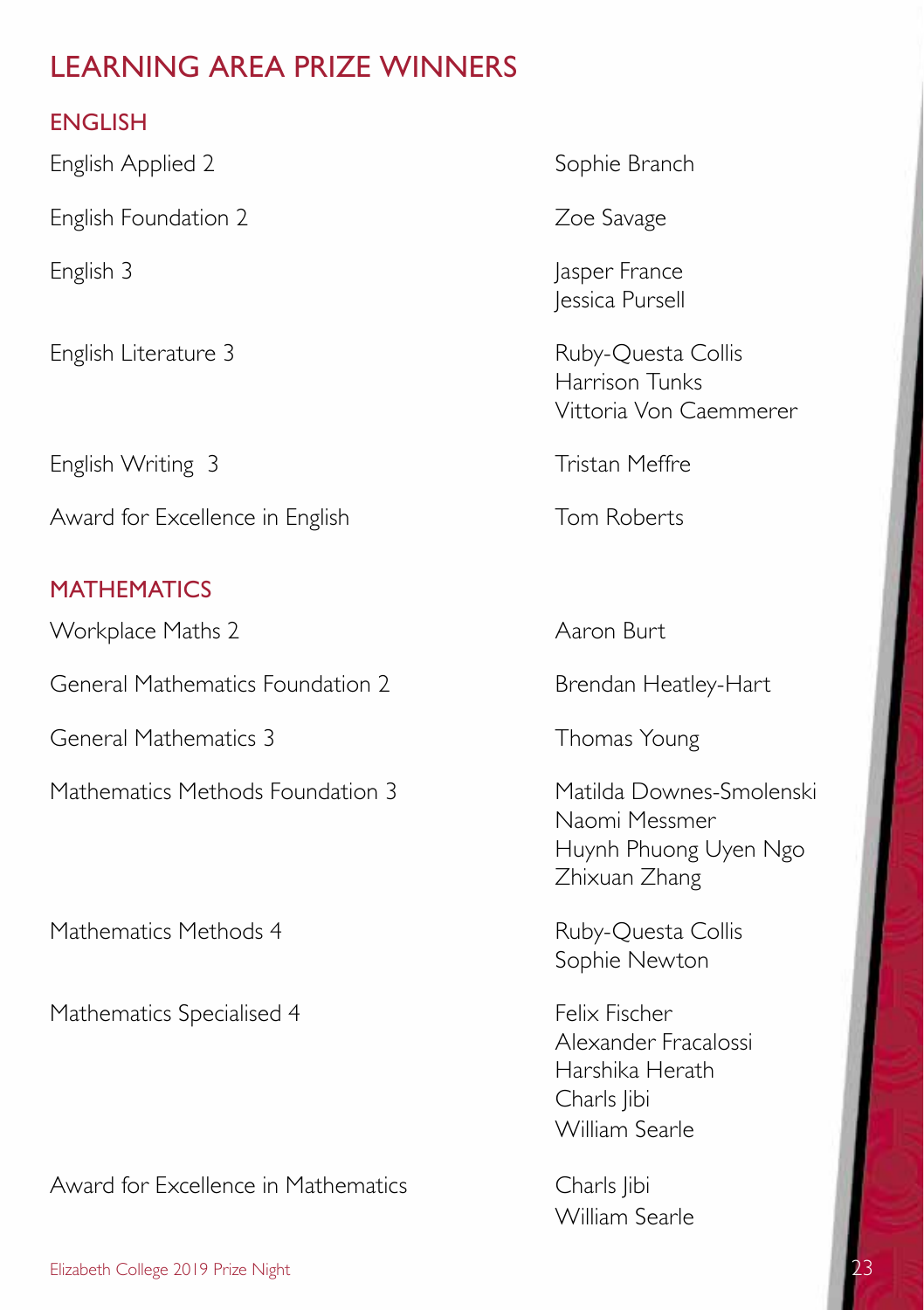# LEARNING AREA PRIZE WINNERS

## ENGLISH

| | |
|---|---|
| English Applied 2 | Sophie Branch |
| English Foundation 2 | Zoe Savage |
| English 3 | Jasper France<br>Jessica Pursell |
| English Literature 3 | Ruby-Questa Collis<br>Harrison Tunks<br>Vittoria Von Caemmerer |
| English Writing 3 | Tristan Meffre |
| Award for Excellence in English | Tom Roberts |

## MATHEMATICS

| | |
|---|---|
| Workplace Maths 2 | Aaron Burt |
| General Mathematics Foundation 2 | Brendan Heatley-Hart |
| General Mathematics 3 | Thomas Young |
| Mathematics Methods Foundation 3 | Matilda Downes-Smolenski<br>Naomi Messmer<br>Huynh Phuong Uyen Ngo<br>Zhixuan Zhang |
| Mathematics Methods 4 | Ruby-Questa Collis<br>Sophie Newton |
| Mathematics Specialised 4 | Felix Fischer<br>Alexander Fracalossi<br>Harshika Herath<br>Charls Jibi<br>William Searle |
| Award for Excellence in Mathematics | Charls Jibi<br>William Searle |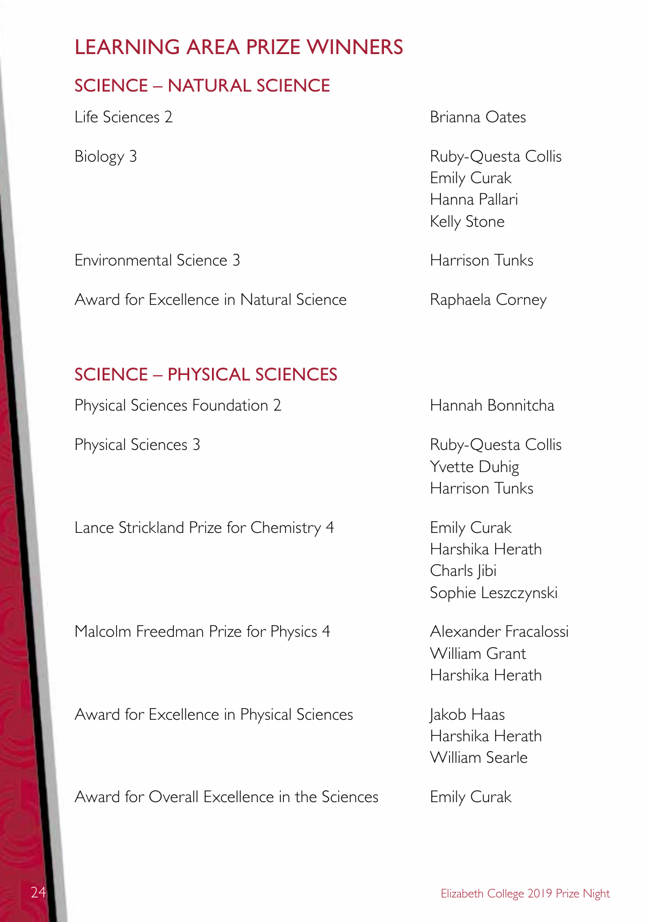# LEARNING AREA PRIZE WINNERS

## SCIENCE – NATURAL SCIENCE

| | |
|---|---|
| Life Sciences 2 | Brianna Oates |
| Biology 3 | Ruby-Questa Collis<br>Emily Curak<br>Hanna Pallari<br>Kelly Stone |
| Environmental Science 3 | Harrison Tunks |
| Award for Excellence in Natural Science | Raphaela Corney |

## SCIENCE – PHYSICAL SCIENCES

| | |
|---|---|
| Physical Sciences Foundation 2 | Hannah Bonnitcha |
| Physical Sciences 3 | Ruby-Questa Collis<br>Yvette Duhig<br>Harrison Tunks |
| Lance Strickland Prize for Chemistry 4 | Emily Curak<br>Harshika Herath<br>Charls Jibi<br>Sophie Leszczynski |
| Malcolm Freedman Prize for Physics 4 | Alexander Fracalossi<br>William Grant<br>Harshika Herath |
| Award for Excellence in Physical Sciences | Jakob Haas<br>Harshika Herath<br>William Searle |
| Award for Overall Excellence in the Sciences | Emily Curak |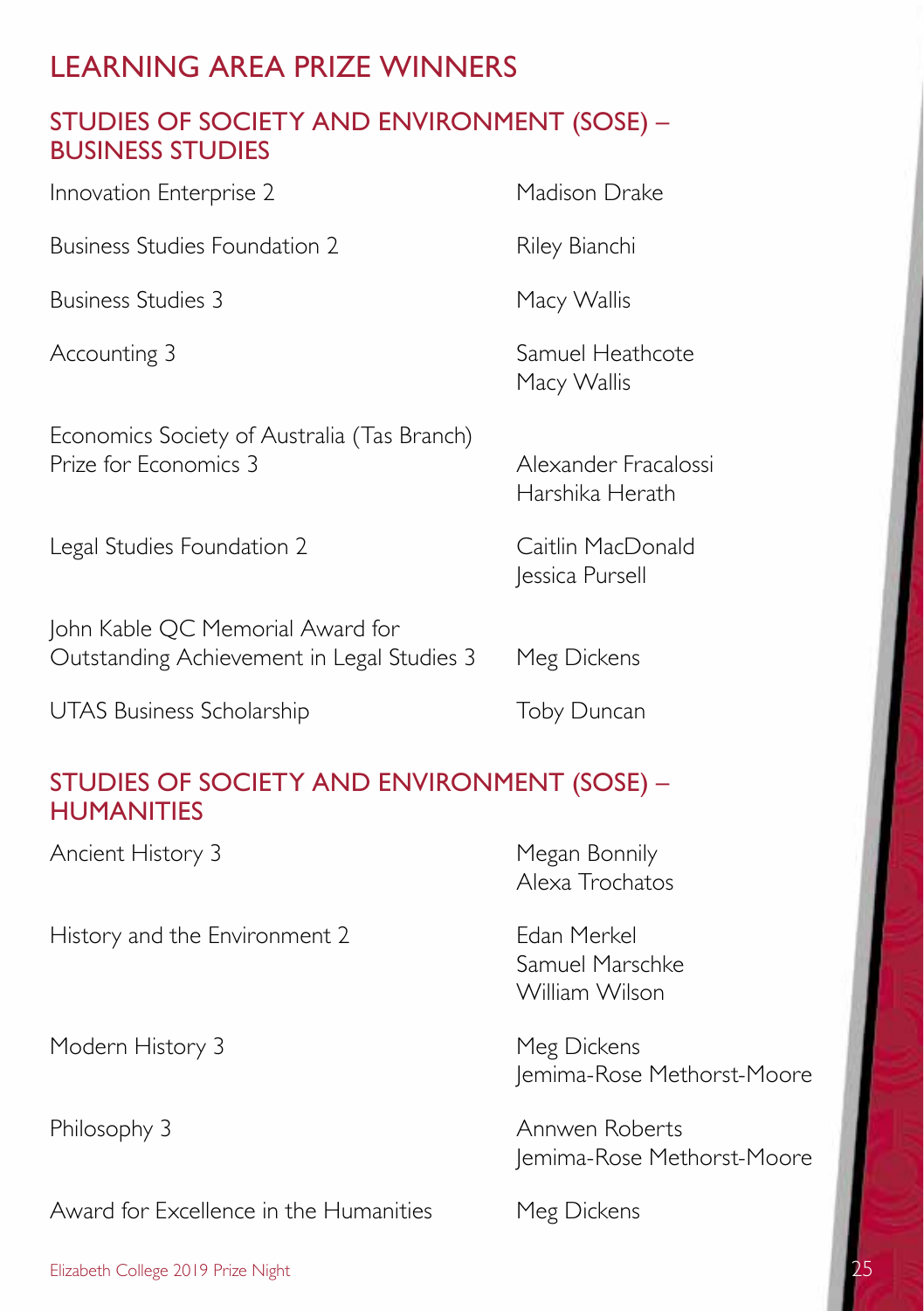# LEARNING AREA PRIZE WINNERS

## STUDIES OF SOCIETY AND ENVIRONMENT (SOSE) – BUSINESS STUDIES

| | |
|---|---|
| Innovation Enterprise 2 | Madison Drake |
| Business Studies Foundation 2 | Riley Bianchi |
| Business Studies 3 | Macy Wallis |
| Accounting 3 | Samuel Heathcote<br>Macy Wallis |
| Economics Society of Australia (Tas Branch) Prize for Economics 3 | Alexander Fracalossi<br>Harshika Herath |
| Legal Studies Foundation 2 | Caitlin MacDonald<br>Jessica Pursell |
| John Kable QC Memorial Award for Outstanding Achievement in Legal Studies 3 | Meg Dickens |
| UTAS Business Scholarship | Toby Duncan |

## STUDIES OF SOCIETY AND ENVIRONMENT (SOSE) – HUMANITIES

| | |
|---|---|
| Ancient History 3 | Megan Bonnily<br>Alexa Trochatos |
| History and the Environment 2 | Edan Merkel<br>Samuel Marschke<br>William Wilson |
| Modern History 3 | Meg Dickens<br>Jemima-Rose Methorst-Moore |
| Philosophy 3 | Annwen Roberts<br>Jemima-Rose Methorst-Moore |
| Award for Excellence in the Humanities | Meg Dickens |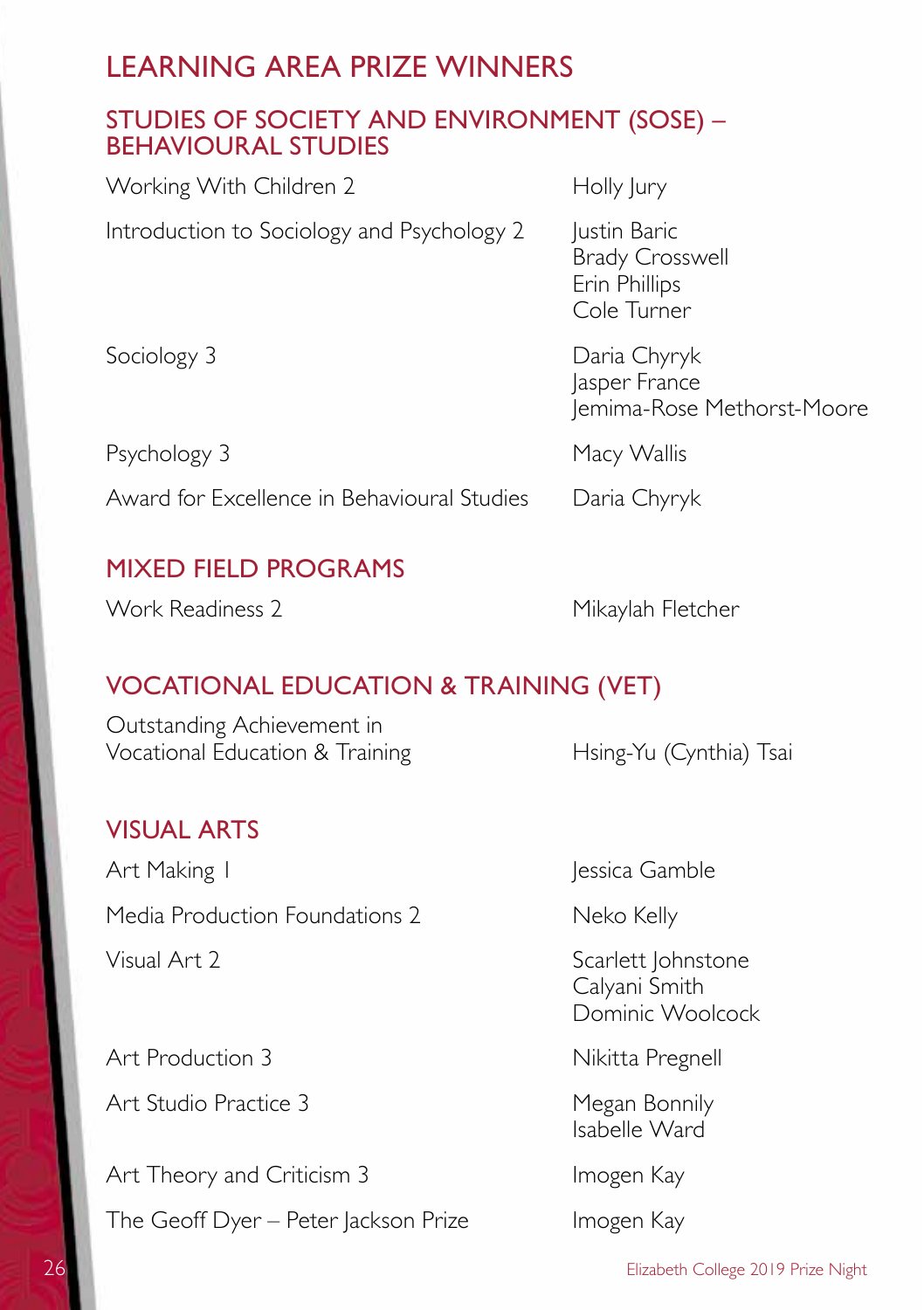# LEARNING AREA PRIZE WINNERS

## STUDIES OF SOCIETY AND ENVIRONMENT (SOSE) – BEHAVIOURAL STUDIES

| | |
|---|---|
| Working With Children 2 | Holly Jury |
| Introduction to Sociology and Psychology 2 | Justin Baric<br>Brady Crosswell<br>Erin Phillips<br>Cole Turner |
| Sociology 3 | Daria Chyryk<br>Jasper France<br>Jemima-Rose Methorst-Moore |
| Psychology 3 | Macy Wallis |
| Award for Excellence in Behavioural Studies | Daria Chyryk |

## MIXED FIELD PROGRAMS

| | |
|---|---|
| Work Readiness 2 | Mikaylah Fletcher |

## VOCATIONAL EDUCATION & TRAINING (VET)

| | |
|---|---|
| Outstanding Achievement in Vocational Education & Training | Hsing-Yu (Cynthia) Tsai |

## VISUAL ARTS

| | |
|---|---|
| Art Making 1 | Jessica Gamble |
| Media Production Foundations 2 | Neko Kelly |
| Visual Art 2 | Scarlett Johnstone<br>Calyani Smith<br>Dominic Woolcock |
| Art Production 3 | Nikitta Pregnell |
| Art Studio Practice 3 | Megan Bonnily<br>Isabelle Ward |
| Art Theory and Criticism 3 | Imogen Kay |
| The Geoff Dyer – Peter Jackson Prize | Imogen Kay |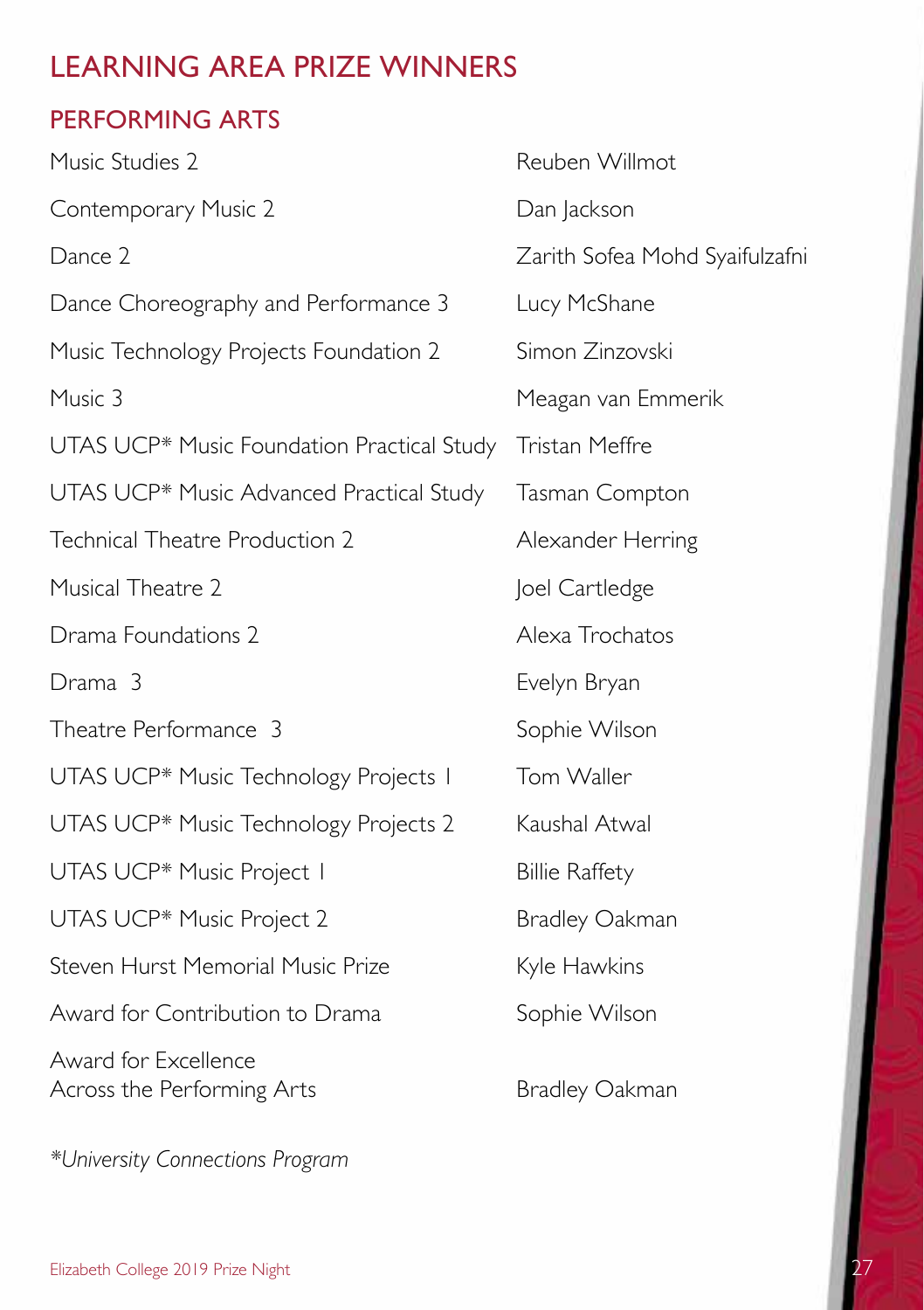# LEARNING AREA PRIZE WINNERS

## PERFORMING ARTS

| | |
|---|---|
| Music Studies 2 | Reuben Willmot |
| Contemporary Music 2 | Dan Jackson |
| Dance 2 | Zarith Sofea Mohd Syaifulzafni |
| Dance Choreography and Performance 3 | Lucy McShane |
| Music Technology Projects Foundation 2 | Simon Zinzovski |
| Music 3 | Meagan van Emmerik |
| UTAS UCP* Music Foundation Practical Study | Tristan Meffre |
| UTAS UCP* Music Advanced Practical Study | Tasman Compton |
| Technical Theatre Production 2 | Alexander Herring |
| Musical Theatre 2 | Joel Cartledge |
| Drama Foundations 2 | Alexa Trochatos |
| Drama 3 | Evelyn Bryan |
| Theatre Performance 3 | Sophie Wilson |
| UTAS UCP* Music Technology Projects 1 | Tom Waller |
| UTAS UCP* Music Technology Projects 2 | Kaushal Atwal |
| UTAS UCP* Music Project 1 | Billie Raffety |
| UTAS UCP* Music Project 2 | Bradley Oakman |
| Steven Hurst Memorial Music Prize | Kyle Hawkins |
| Award for Contribution to Drama | Sophie Wilson |
| Award for Excellence Across the Performing Arts | Bradley Oakman |

*\*University Connections Program*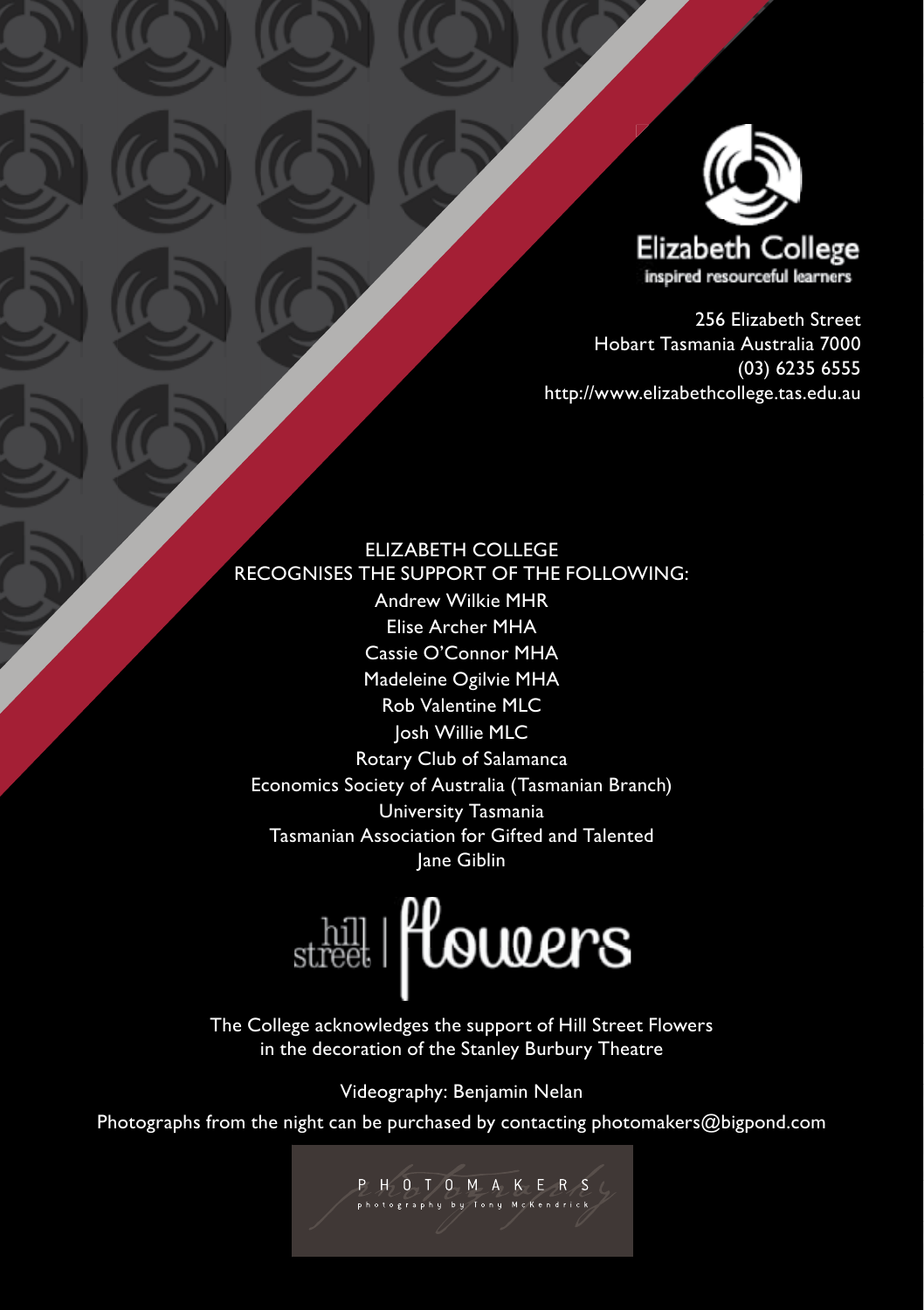Elizabeth College
inspired resourceful learners

256 Elizabeth Street
Hobart Tasmania Australia 7000
(03) 6235 6555
http://www.elizabethcollege.tas.edu.au

ELIZABETH COLLEGE
RECOGNISES THE SUPPORT OF THE FOLLOWING:

Andrew Wilkie MHR
Elise Archer MHA
Cassie O'Connor MHA
Madeleine Ogilvie MHA
Rob Valentine MLC
Josh Willie MLC
Rotary Club of Salamanca
Economics Society of Australia (Tasmanian Branch)
University Tasmania
Tasmanian Association for Gifted and Talented
Jane Giblin

hill street | flowers

The College acknowledges the support of Hill Street Flowers
in the decoration of the Stanley Burbury Theatre

Videography: Benjamin Nelan

Photographs from the night can be purchased by contacting photomakers@bigpond.com

PHOTOMAKERS
photography by Tony McKendrick